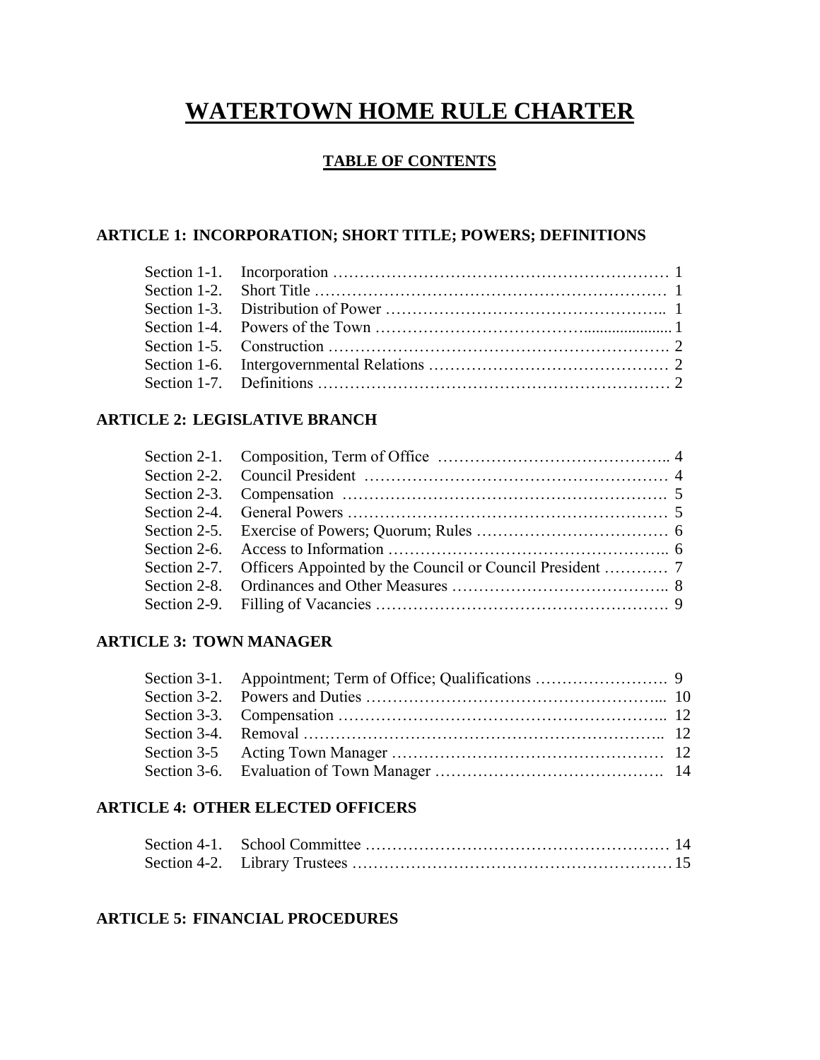# WATERTOWN HOME RULE CHARTER

## TABLE OF CONTENTS

### ARTICLE 1: INCORPORATION; SHORT TITLE; POWERS; DEFINITIONS

| | | |
|---|---|---|
| Section 1-1. | Incorporation | 1 |
| Section 1-2. | Short Title | 1 |
| Section 1-3. | Distribution of Power | 1 |
| Section 1-4. | Powers of the Town | 1 |
| Section 1-5. | Construction | 2 |
| Section 1-6. | Intergovernmental Relations | 2 |
| Section 1-7. | Definitions | 2 |

### ARTICLE 2: LEGISLATIVE BRANCH

| | | |
|---|---|---|
| Section 2-1. | Composition, Term of Office | 4 |
| Section 2-2. | Council President | 4 |
| Section 2-3. | Compensation | 5 |
| Section 2-4. | General Powers | 5 |
| Section 2-5. | Exercise of Powers; Quorum; Rules | 6 |
| Section 2-6. | Access to Information | 6 |
| Section 2-7. | Officers Appointed by the Council or Council President | 7 |
| Section 2-8. | Ordinances and Other Measures | 8 |
| Section 2-9. | Filling of Vacancies | 9 |

### ARTICLE 3: TOWN MANAGER

| | | |
|---|---|---|
| Section 3-1. | Appointment; Term of Office; Qualifications | 9 |
| Section 3-2. | Powers and Duties | 10 |
| Section 3-3. | Compensation | 12 |
| Section 3-4. | Removal | 12 |
| Section 3-5 | Acting Town Manager | 12 |
| Section 3-6. | Evaluation of Town Manager | 14 |

### ARTICLE 4: OTHER ELECTED OFFICERS

| | | |
|---|---|---|
| Section 4-1. | School Committee | 14 |
| Section 4-2. | Library Trustees | 15 |

### ARTICLE 5: FINANCIAL PROCEDURES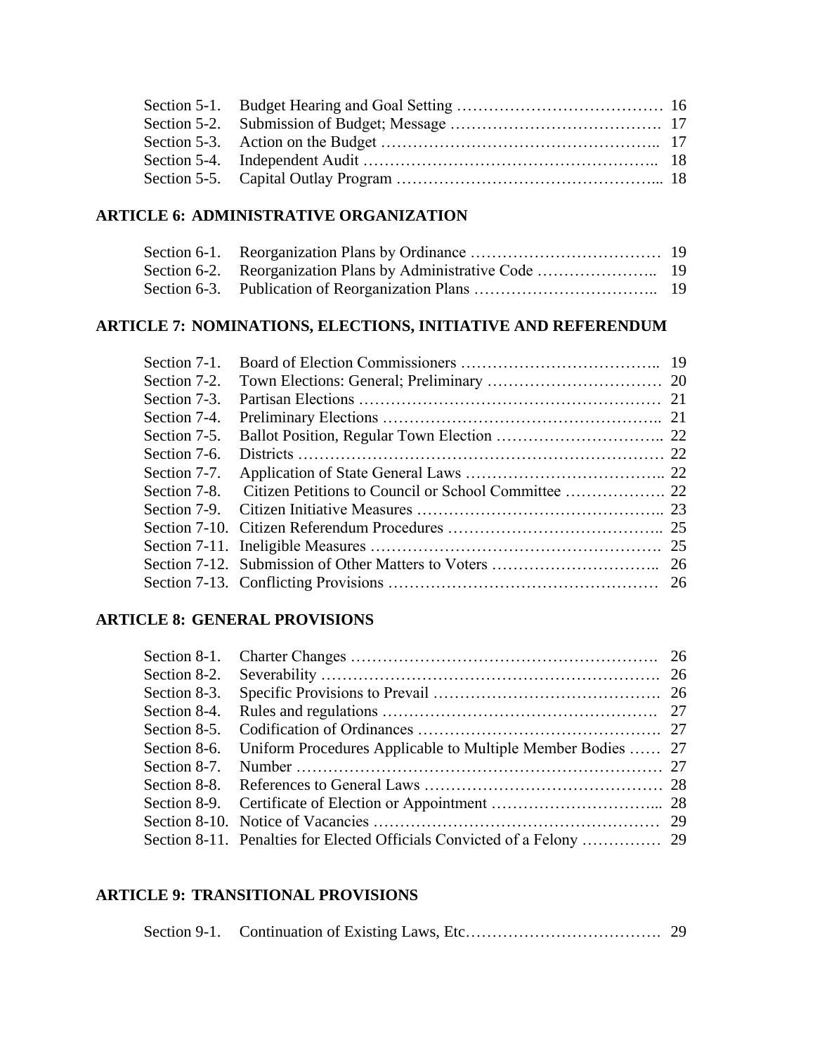| | | |
|---|---|---|
| Section 5-1. | Budget Hearing and Goal Setting | 16 |
| Section 5-2. | Submission of Budget; Message | 17 |
| Section 5-3. | Action on the Budget | 17 |
| Section 5-4. | Independent Audit | 18 |
| Section 5-5. | Capital Outlay Program | 18 |

## ARTICLE 6: ADMINISTRATIVE ORGANIZATION

| | | |
|---|---|---|
| Section 6-1. | Reorganization Plans by Ordinance | 19 |
| Section 6-2. | Reorganization Plans by Administrative Code | 19 |
| Section 6-3. | Publication of Reorganization Plans | 19 |

## ARTICLE 7: NOMINATIONS, ELECTIONS, INITIATIVE AND REFERENDUM

| | | |
|---|---|---|
| Section 7-1. | Board of Election Commissioners | 19 |
| Section 7-2. | Town Elections: General; Preliminary | 20 |
| Section 7-3. | Partisan Elections | 21 |
| Section 7-4. | Preliminary Elections | 21 |
| Section 7-5. | Ballot Position, Regular Town Election | 22 |
| Section 7-6. | Districts | 22 |
| Section 7-7. | Application of State General Laws | 22 |
| Section 7-8. | Citizen Petitions to Council or School Committee | 22 |
| Section 7-9. | Citizen Initiative Measures | 23 |
| Section 7-10. | Citizen Referendum Procedures | 25 |
| Section 7-11. | Ineligible Measures | 25 |
| Section 7-12. | Submission of Other Matters to Voters | 26 |
| Section 7-13. | Conflicting Provisions | 26 |

## ARTICLE 8: GENERAL PROVISIONS

| | | |
|---|---|---|
| Section 8-1. | Charter Changes | 26 |
| Section 8-2. | Severability | 26 |
| Section 8-3. | Specific Provisions to Prevail | 26 |
| Section 8-4. | Rules and regulations | 27 |
| Section 8-5. | Codification of Ordinances | 27 |
| Section 8-6. | Uniform Procedures Applicable to Multiple Member Bodies | 27 |
| Section 8-7. | Number | 27 |
| Section 8-8. | References to General Laws | 28 |
| Section 8-9. | Certificate of Election or Appointment | 28 |
| Section 8-10. | Notice of Vacancies | 29 |
| Section 8-11. | Penalties for Elected Officials Convicted of a Felony | 29 |

## ARTICLE 9: TRANSITIONAL PROVISIONS

| | | |
|---|---|---|
| Section 9-1. | Continuation of Existing Laws, Etc | 29 |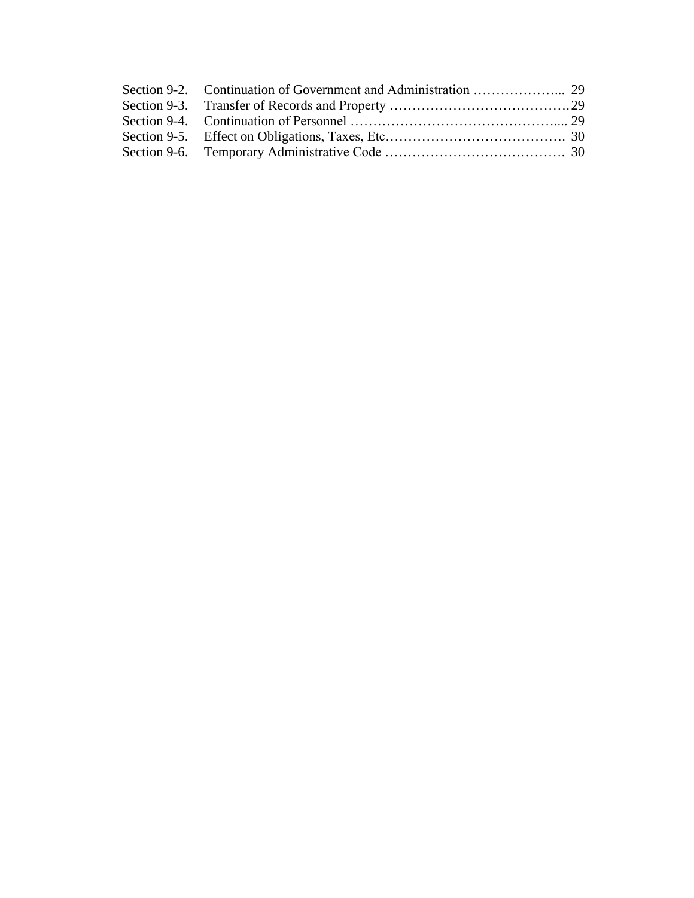| | | |
|---|---|---|
| Section 9-2. | Continuation of Government and Administration | 29 |
| Section 9-3. | Transfer of Records and Property | 29 |
| Section 9-4. | Continuation of Personnel | 29 |
| Section 9-5. | Effect on Obligations, Taxes, Etc | 30 |
| Section 9-6. | Temporary Administrative Code | 30 |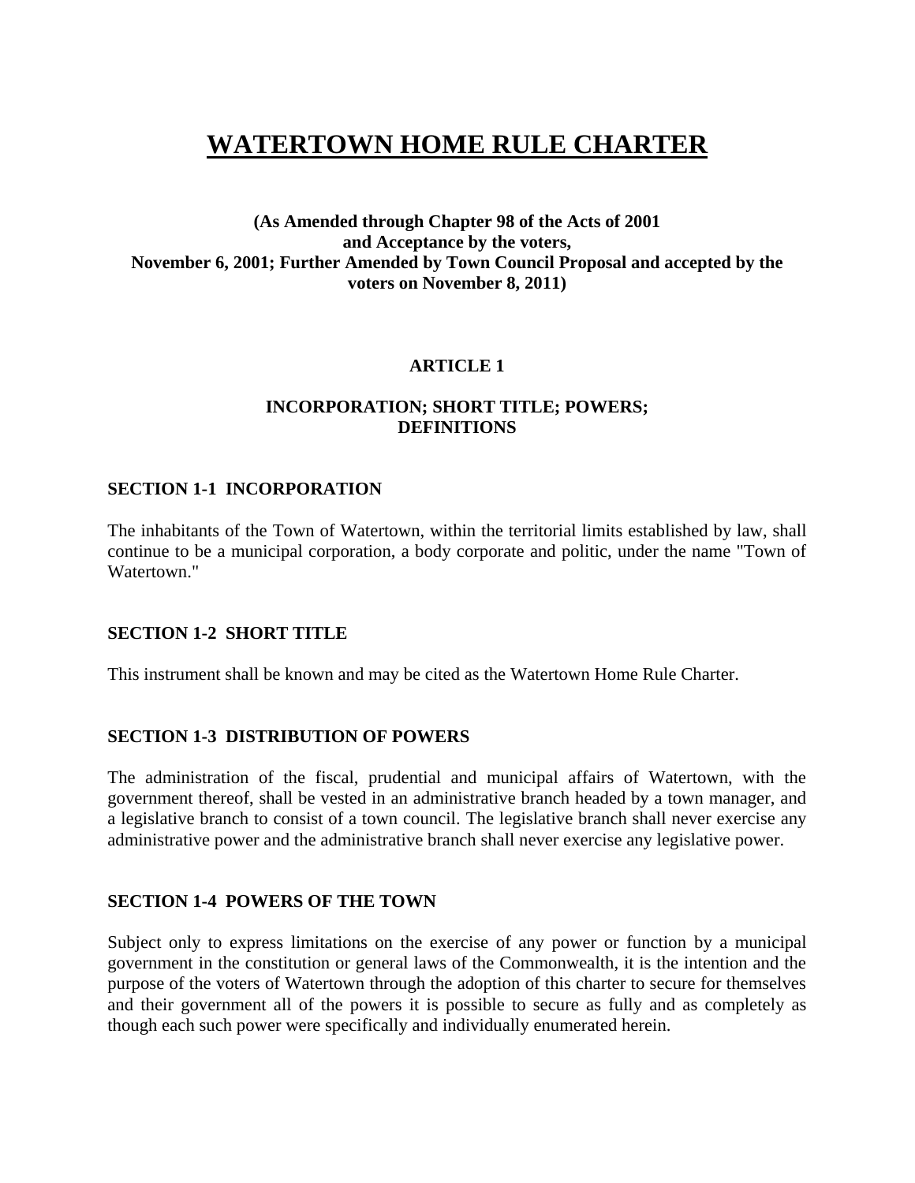# WATERTOWN HOME RULE CHARTER

**(As Amended through Chapter 98 of the Acts of 2001 and Acceptance by the voters, November 6, 2001; Further Amended by Town Council Proposal and accepted by the voters on November 8, 2011)**

## ARTICLE 1

## INCORPORATION; SHORT TITLE; POWERS; DEFINITIONS

### SECTION 1-1 INCORPORATION

The inhabitants of the Town of Watertown, within the territorial limits established by law, shall continue to be a municipal corporation, a body corporate and politic, under the name "Town of Watertown."

### SECTION 1-2 SHORT TITLE

This instrument shall be known and may be cited as the Watertown Home Rule Charter.

### SECTION 1-3 DISTRIBUTION OF POWERS

The administration of the fiscal, prudential and municipal affairs of Watertown, with the government thereof, shall be vested in an administrative branch headed by a town manager, and a legislative branch to consist of a town council. The legislative branch shall never exercise any administrative power and the administrative branch shall never exercise any legislative power.

### SECTION 1-4 POWERS OF THE TOWN

Subject only to express limitations on the exercise of any power or function by a municipal government in the constitution or general laws of the Commonwealth, it is the intention and the purpose of the voters of Watertown through the adoption of this charter to secure for themselves and their government all of the powers it is possible to secure as fully and as completely as though each such power were specifically and individually enumerated herein.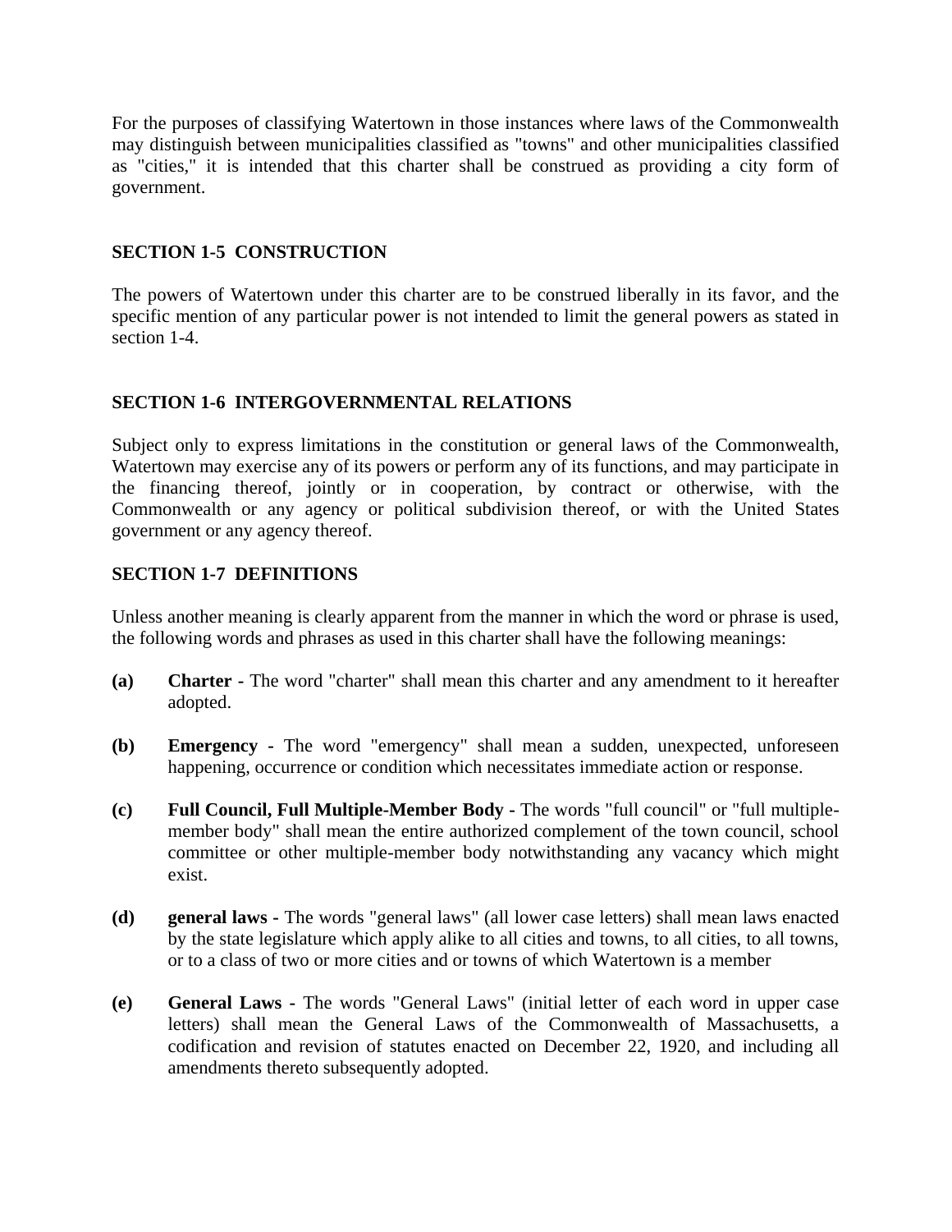For the purposes of classifying Watertown in those instances where laws of the Commonwealth may distinguish between municipalities classified as "towns" and other municipalities classified as "cities," it is intended that this charter shall be construed as providing a city form of government.

## SECTION 1-5 CONSTRUCTION

The powers of Watertown under this charter are to be construed liberally in its favor, and the specific mention of any particular power is not intended to limit the general powers as stated in section 1-4.

## SECTION 1-6 INTERGOVERNMENTAL RELATIONS

Subject only to express limitations in the constitution or general laws of the Commonwealth, Watertown may exercise any of its powers or perform any of its functions, and may participate in the financing thereof, jointly or in cooperation, by contract or otherwise, with the Commonwealth or any agency or political subdivision thereof, or with the United States government or any agency thereof.

## SECTION 1-7 DEFINITIONS

Unless another meaning is clearly apparent from the manner in which the word or phrase is used, the following words and phrases as used in this charter shall have the following meanings:

**(a)** **Charter -** The word "charter" shall mean this charter and any amendment to it hereafter adopted.

**(b)** **Emergency -** The word "emergency" shall mean a sudden, unexpected, unforeseen happening, occurrence or condition which necessitates immediate action or response.

**(c)** **Full Council, Full Multiple-Member Body -** The words "full council" or "full multiple-member body" shall mean the entire authorized complement of the town council, school committee or other multiple-member body notwithstanding any vacancy which might exist.

**(d)** **general laws -** The words "general laws" (all lower case letters) shall mean laws enacted by the state legislature which apply alike to all cities and towns, to all cities, to all towns, or to a class of two or more cities and or towns of which Watertown is a member

**(e)** **General Laws -** The words "General Laws" (initial letter of each word in upper case letters) shall mean the General Laws of the Commonwealth of Massachusetts, a codification and revision of statutes enacted on December 22, 1920, and including all amendments thereto subsequently adopted.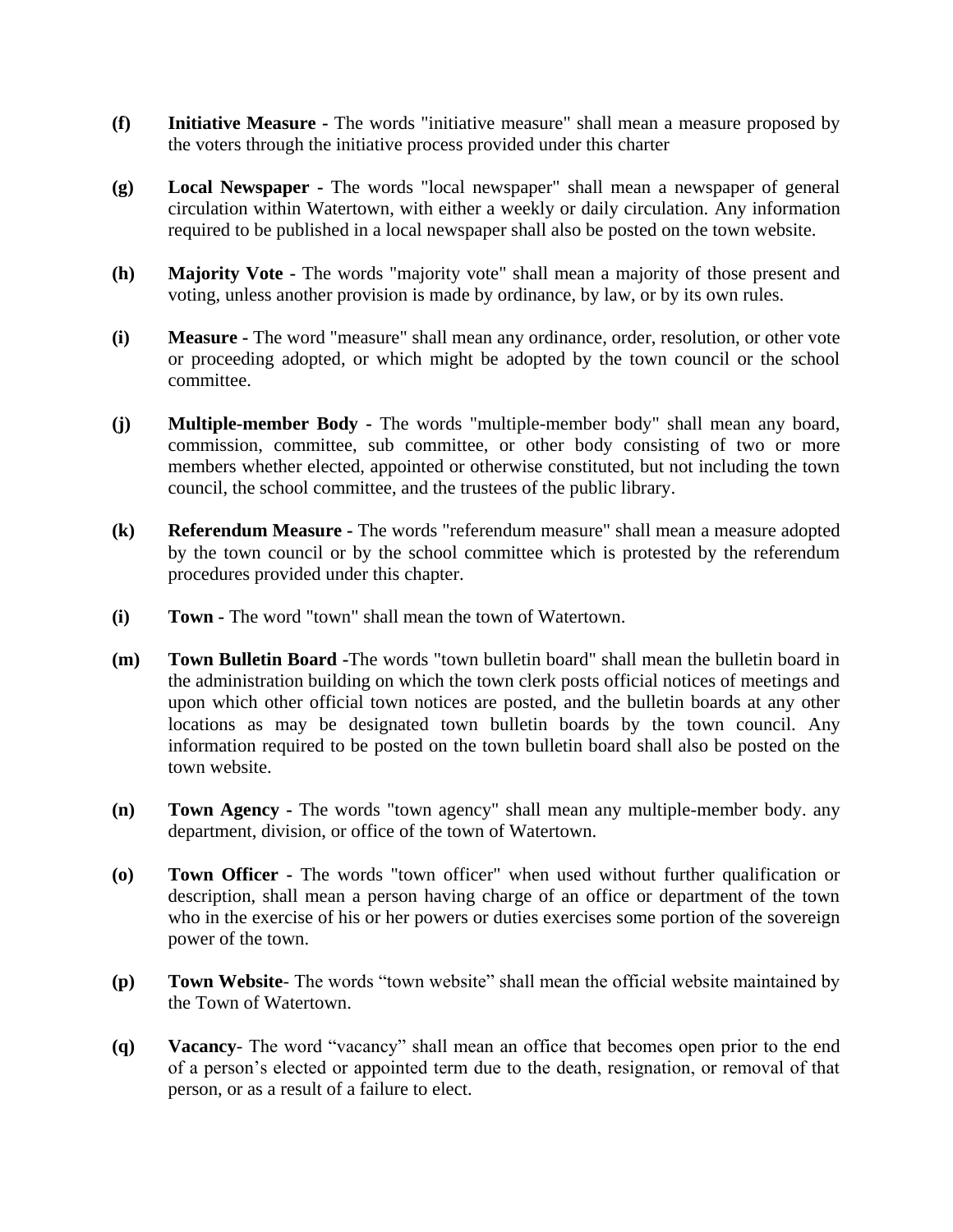**(f)** **Initiative Measure -** The words "initiative measure" shall mean a measure proposed by the voters through the initiative process provided under this charter

**(g)** **Local Newspaper -** The words "local newspaper" shall mean a newspaper of general circulation within Watertown, with either a weekly or daily circulation. Any information required to be published in a local newspaper shall also be posted on the town website.

**(h)** **Majority Vote -** The words "majority vote" shall mean a majority of those present and voting, unless another provision is made by ordinance, by law, or by its own rules.

**(i)** **Measure -** The word "measure" shall mean any ordinance, order, resolution, or other vote or proceeding adopted, or which might be adopted by the town council or the school committee.

**(j)** **Multiple-member Body -** The words "multiple-member body" shall mean any board, commission, committee, sub committee, or other body consisting of two or more members whether elected, appointed or otherwise constituted, but not including the town council, the school committee, and the trustees of the public library.

**(k)** **Referendum Measure -** The words "referendum measure" shall mean a measure adopted by the town council or by the school committee which is protested by the referendum procedures provided under this chapter.

**(i)** **Town -** The word "town" shall mean the town of Watertown.

**(m)** **Town Bulletin Board -**The words "town bulletin board" shall mean the bulletin board in the administration building on which the town clerk posts official notices of meetings and upon which other official town notices are posted, and the bulletin boards at any other locations as may be designated town bulletin boards by the town council. Any information required to be posted on the town bulletin board shall also be posted on the town website.

**(n)** **Town Agency -** The words "town agency" shall mean any multiple-member body. any department, division, or office of the town of Watertown.

**(o)** **Town Officer -** The words "town officer" when used without further qualification or description, shall mean a person having charge of an office or department of the town who in the exercise of his or her powers or duties exercises some portion of the sovereign power of the town.

**(p)** **Town Website**- The words "town website" shall mean the official website maintained by the Town of Watertown.

**(q)** **Vacancy**- The word "vacancy" shall mean an office that becomes open prior to the end of a person's elected or appointed term due to the death, resignation, or removal of that person, or as a result of a failure to elect.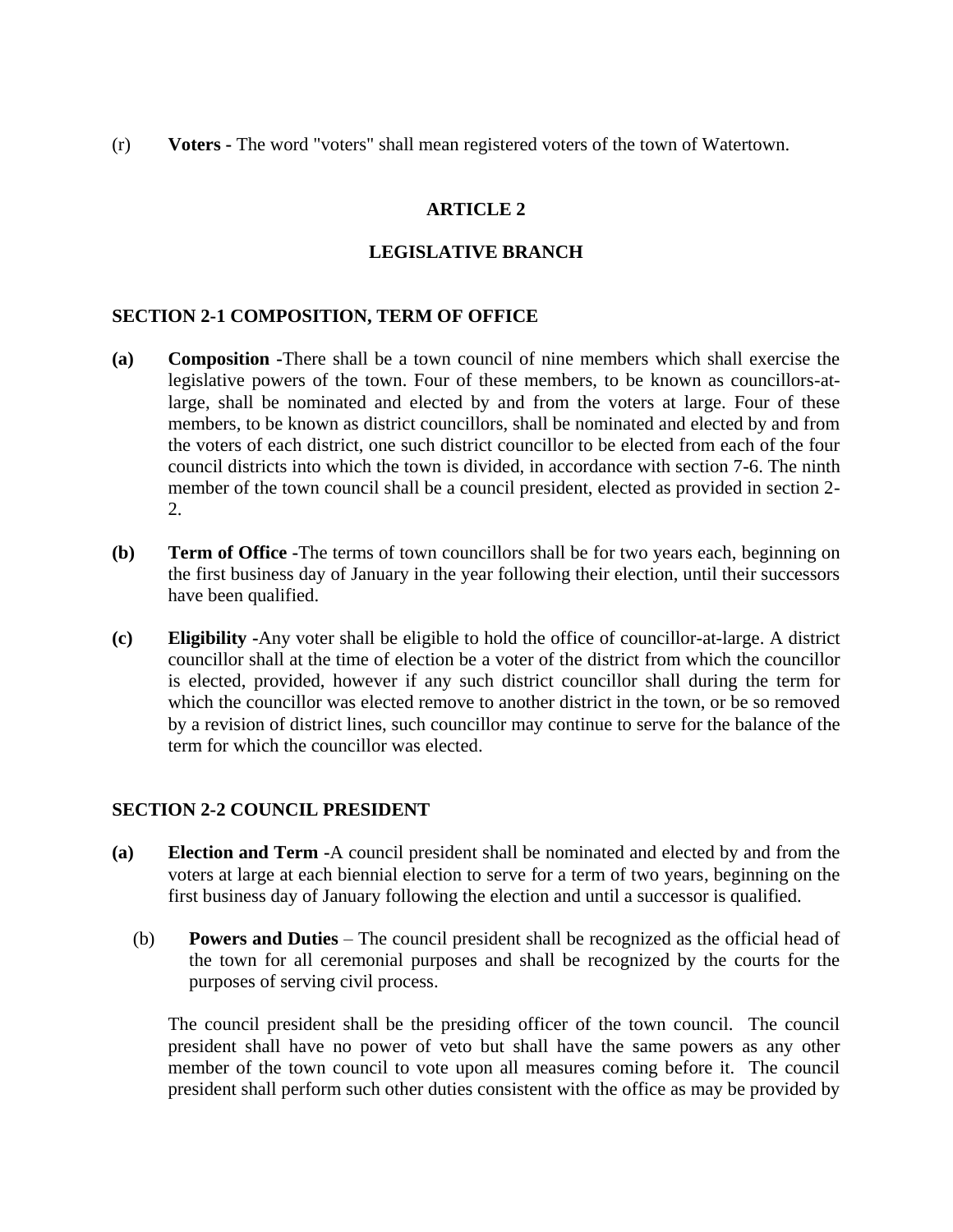(r) **Voters -** The word "voters" shall mean registered voters of the town of Watertown.

## ARTICLE 2

## LEGISLATIVE BRANCH

### SECTION 2-1 COMPOSITION, TERM OF OFFICE

**(a)** **Composition -**There shall be a town council of nine members which shall exercise the legislative powers of the town. Four of these members, to be known as councillors-at-large, shall be nominated and elected by and from the voters at large. Four of these members, to be known as district councillors, shall be nominated and elected by and from the voters of each district, one such district councillor to be elected from each of the four council districts into which the town is divided, in accordance with section 7-6. The ninth member of the town council shall be a council president, elected as provided in section 2-2.

**(b)** **Term of Office -**The terms of town councillors shall be for two years each, beginning on the first business day of January in the year following their election, until their successors have been qualified.

**(c)** **Eligibility -**Any voter shall be eligible to hold the office of councillor-at-large. A district councillor shall at the time of election be a voter of the district from which the councillor is elected, provided, however if any such district councillor shall during the term for which the councillor was elected remove to another district in the town, or be so removed by a revision of district lines, such councillor may continue to serve for the balance of the term for which the councillor was elected.

### SECTION 2-2 COUNCIL PRESIDENT

**(a)** **Election and Term -**A council president shall be nominated and elected by and from the voters at large at each biennial election to serve for a term of two years, beginning on the first business day of January following the election and until a successor is qualified.

(b) **Powers and Duties** – The council president shall be recognized as the official head of the town for all ceremonial purposes and shall be recognized by the courts for the purposes of serving civil process.

The council president shall be the presiding officer of the town council. The council president shall have no power of veto but shall have the same powers as any other member of the town council to vote upon all measures coming before it. The council president shall perform such other duties consistent with the office as may be provided by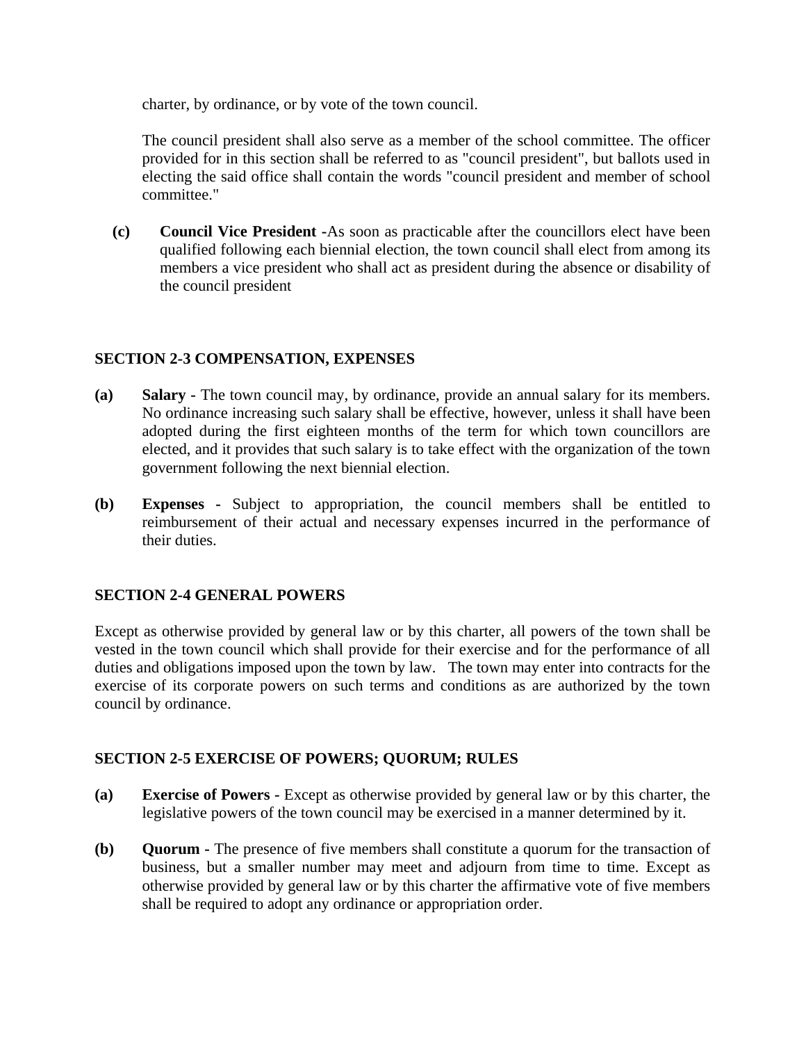charter, by ordinance, or by vote of the town council.

The council president shall also serve as a member of the school committee. The officer provided for in this section shall be referred to as "council president", but ballots used in electing the said office shall contain the words "council president and member of school committee."

**(c)** **Council Vice President** -As soon as practicable after the councillors elect have been qualified following each biennial election, the town council shall elect from among its members a vice president who shall act as president during the absence or disability of the council president

## SECTION 2-3 COMPENSATION, EXPENSES

**(a)** **Salary** - The town council may, by ordinance, provide an annual salary for its members. No ordinance increasing such salary shall be effective, however, unless it shall have been adopted during the first eighteen months of the term for which town councillors are elected, and it provides that such salary is to take effect with the organization of the town government following the next biennial election.

**(b)** **Expenses** - Subject to appropriation, the council members shall be entitled to reimbursement of their actual and necessary expenses incurred in the performance of their duties.

## SECTION 2-4 GENERAL POWERS

Except as otherwise provided by general law or by this charter, all powers of the town shall be vested in the town council which shall provide for their exercise and for the performance of all duties and obligations imposed upon the town by law. The town may enter into contracts for the exercise of its corporate powers on such terms and conditions as are authorized by the town council by ordinance.

## SECTION 2-5 EXERCISE OF POWERS; QUORUM; RULES

**(a)** **Exercise of Powers** - Except as otherwise provided by general law or by this charter, the legislative powers of the town council may be exercised in a manner determined by it.

**(b)** **Quorum** - The presence of five members shall constitute a quorum for the transaction of business, but a smaller number may meet and adjourn from time to time. Except as otherwise provided by general law or by this charter the affirmative vote of five members shall be required to adopt any ordinance or appropriation order.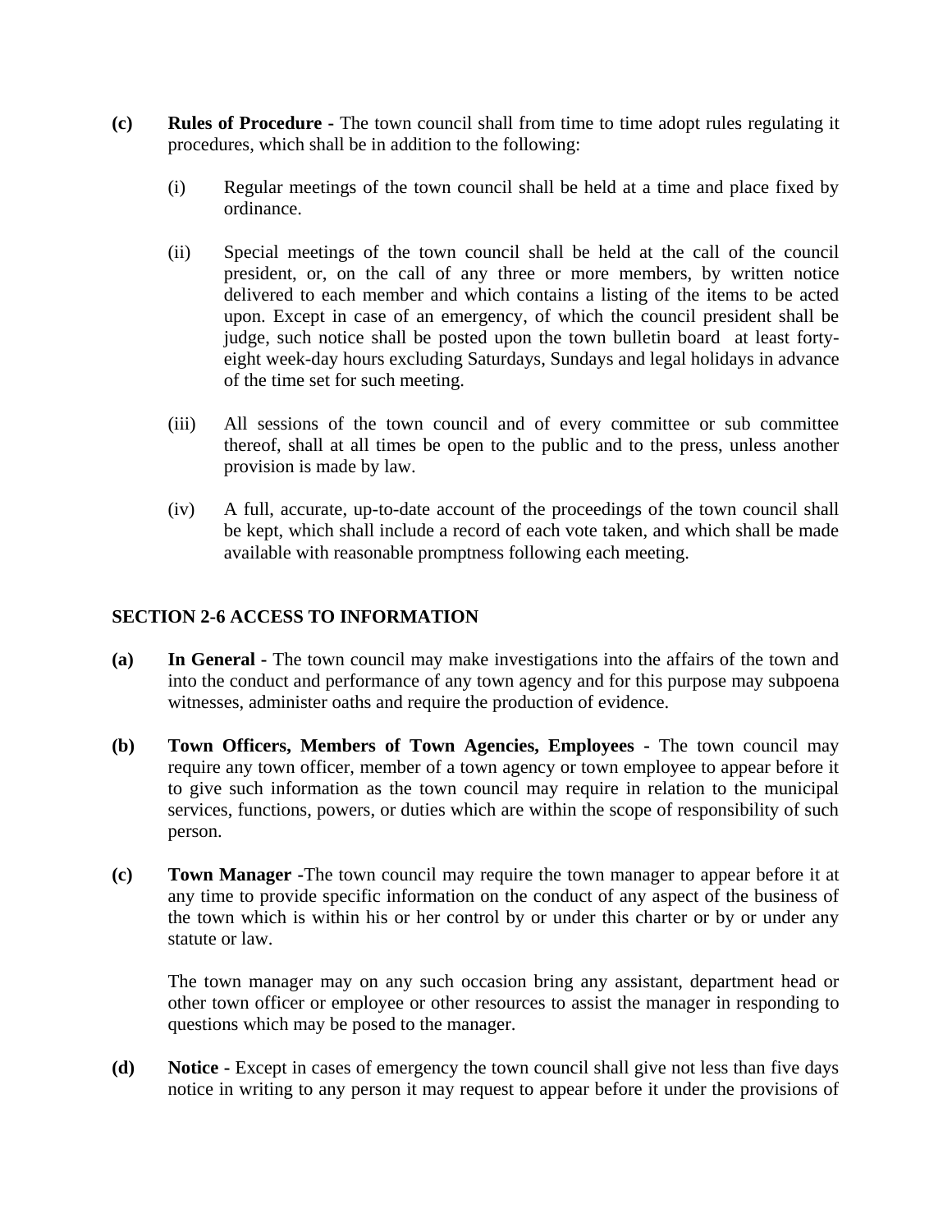**(c)** **Rules of Procedure -** The town council shall from time to time adopt rules regulating it procedures, which shall be in addition to the following:

(i) Regular meetings of the town council shall be held at a time and place fixed by ordinance.

(ii) Special meetings of the town council shall be held at the call of the council president, or, on the call of any three or more members, by written notice delivered to each member and which contains a listing of the items to be acted upon. Except in case of an emergency, of which the council president shall be judge, such notice shall be posted upon the town bulletin board at least forty-eight week-day hours excluding Saturdays, Sundays and legal holidays in advance of the time set for such meeting.

(iii) All sessions of the town council and of every committee or sub committee thereof, shall at all times be open to the public and to the press, unless another provision is made by law.

(iv) A full, accurate, up-to-date account of the proceedings of the town council shall be kept, which shall include a record of each vote taken, and which shall be made available with reasonable promptness following each meeting.

## SECTION 2-6 ACCESS TO INFORMATION

**(a)** **In General -** The town council may make investigations into the affairs of the town and into the conduct and performance of any town agency and for this purpose may subpoena witnesses, administer oaths and require the production of evidence.

**(b)** **Town Officers, Members of Town Agencies, Employees -** The town council may require any town officer, member of a town agency or town employee to appear before it to give such information as the town council may require in relation to the municipal services, functions, powers, or duties which are within the scope of responsibility of such person.

**(c)** **Town Manager -**The town council may require the town manager to appear before it at any time to provide specific information on the conduct of any aspect of the business of the town which is within his or her control by or under this charter or by or under any statute or law.

The town manager may on any such occasion bring any assistant, department head or other town officer or employee or other resources to assist the manager in responding to questions which may be posed to the manager.

**(d)** **Notice -** Except in cases of emergency the town council shall give not less than five days notice in writing to any person it may request to appear before it under the provisions of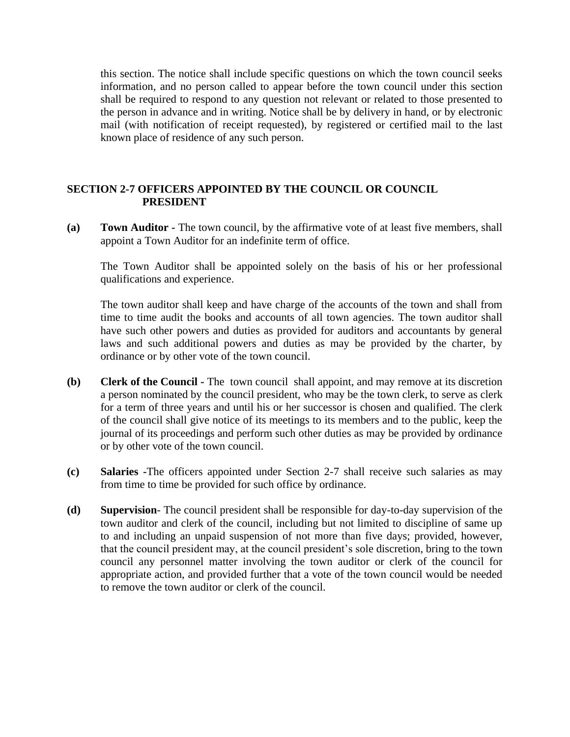this section. The notice shall include specific questions on which the town council seeks information, and no person called to appear before the town council under this section shall be required to respond to any question not relevant or related to those presented to the person in advance and in writing. Notice shall be by delivery in hand, or by electronic mail (with notification of receipt requested), by registered or certified mail to the last known place of residence of any such person.

## SECTION 2-7 OFFICERS APPOINTED BY THE COUNCIL OR COUNCIL PRESIDENT

**(a)** **Town Auditor -** The town council, by the affirmative vote of at least five members, shall appoint a Town Auditor for an indefinite term of office.

The Town Auditor shall be appointed solely on the basis of his or her professional qualifications and experience.

The town auditor shall keep and have charge of the accounts of the town and shall from time to time audit the books and accounts of all town agencies. The town auditor shall have such other powers and duties as provided for auditors and accountants by general laws and such additional powers and duties as may be provided by the charter, by ordinance or by other vote of the town council.

**(b)** **Clerk of the Council -** The town council shall appoint, and may remove at its discretion a person nominated by the council president, who may be the town clerk, to serve as clerk for a term of three years and until his or her successor is chosen and qualified. The clerk of the council shall give notice of its meetings to its members and to the public, keep the journal of its proceedings and perform such other duties as may be provided by ordinance or by other vote of the town council.

**(c)** **Salaries -**The officers appointed under Section 2-7 shall receive such salaries as may from time to time be provided for such office by ordinance.

**(d)** **Supervision**- The council president shall be responsible for day-to-day supervision of the town auditor and clerk of the council, including but not limited to discipline of same up to and including an unpaid suspension of not more than five days; provided, however, that the council president may, at the council president's sole discretion, bring to the town council any personnel matter involving the town auditor or clerk of the council for appropriate action, and provided further that a vote of the town council would be needed to remove the town auditor or clerk of the council.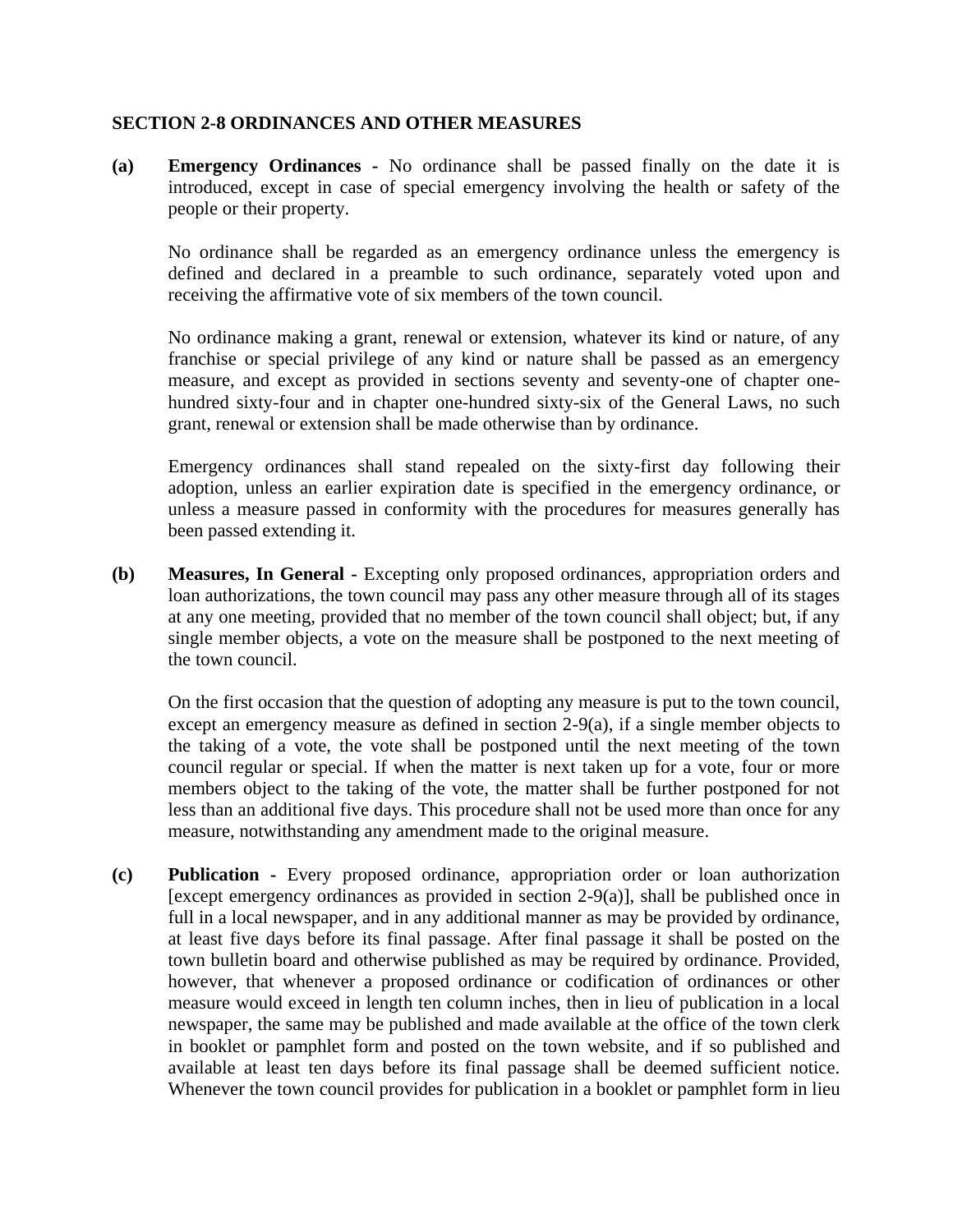**SECTION 2-8 ORDINANCES AND OTHER MEASURES**

**(a) Emergency Ordinances -** No ordinance shall be passed finally on the date it is introduced, except in case of special emergency involving the health or safety of the people or their property.

No ordinance shall be regarded as an emergency ordinance unless the emergency is defined and declared in a preamble to such ordinance, separately voted upon and receiving the affirmative vote of six members of the town council.

No ordinance making a grant, renewal or extension, whatever its kind or nature, of any franchise or special privilege of any kind or nature shall be passed as an emergency measure, and except as provided in sections seventy and seventy-one of chapter one-hundred sixty-four and in chapter one-hundred sixty-six of the General Laws, no such grant, renewal or extension shall be made otherwise than by ordinance.

Emergency ordinances shall stand repealed on the sixty-first day following their adoption, unless an earlier expiration date is specified in the emergency ordinance, or unless a measure passed in conformity with the procedures for measures generally has been passed extending it.

**(b) Measures, In General -** Excepting only proposed ordinances, appropriation orders and loan authorizations, the town council may pass any other measure through all of its stages at any one meeting, provided that no member of the town council shall object; but, if any single member objects, a vote on the measure shall be postponed to the next meeting of the town council.

On the first occasion that the question of adopting any measure is put to the town council, except an emergency measure as defined in section 2-9(a), if a single member objects to the taking of a vote, the vote shall be postponed until the next meeting of the town council regular or special. If when the matter is next taken up for a vote, four or more members object to the taking of the vote, the matter shall be further postponed for not less than an additional five days. This procedure shall not be used more than once for any measure, notwithstanding any amendment made to the original measure.

**(c) Publication -** Every proposed ordinance, appropriation order or loan authorization [except emergency ordinances as provided in section 2-9(a)], shall be published once in full in a local newspaper, and in any additional manner as may be provided by ordinance, at least five days before its final passage. After final passage it shall be posted on the town bulletin board and otherwise published as may be required by ordinance. Provided, however, that whenever a proposed ordinance or codification of ordinances or other measure would exceed in length ten column inches, then in lieu of publication in a local newspaper, the same may be published and made available at the office of the town clerk in booklet or pamphlet form and posted on the town website, and if so published and available at least ten days before its final passage shall be deemed sufficient notice. Whenever the town council provides for publication in a booklet or pamphlet form in lieu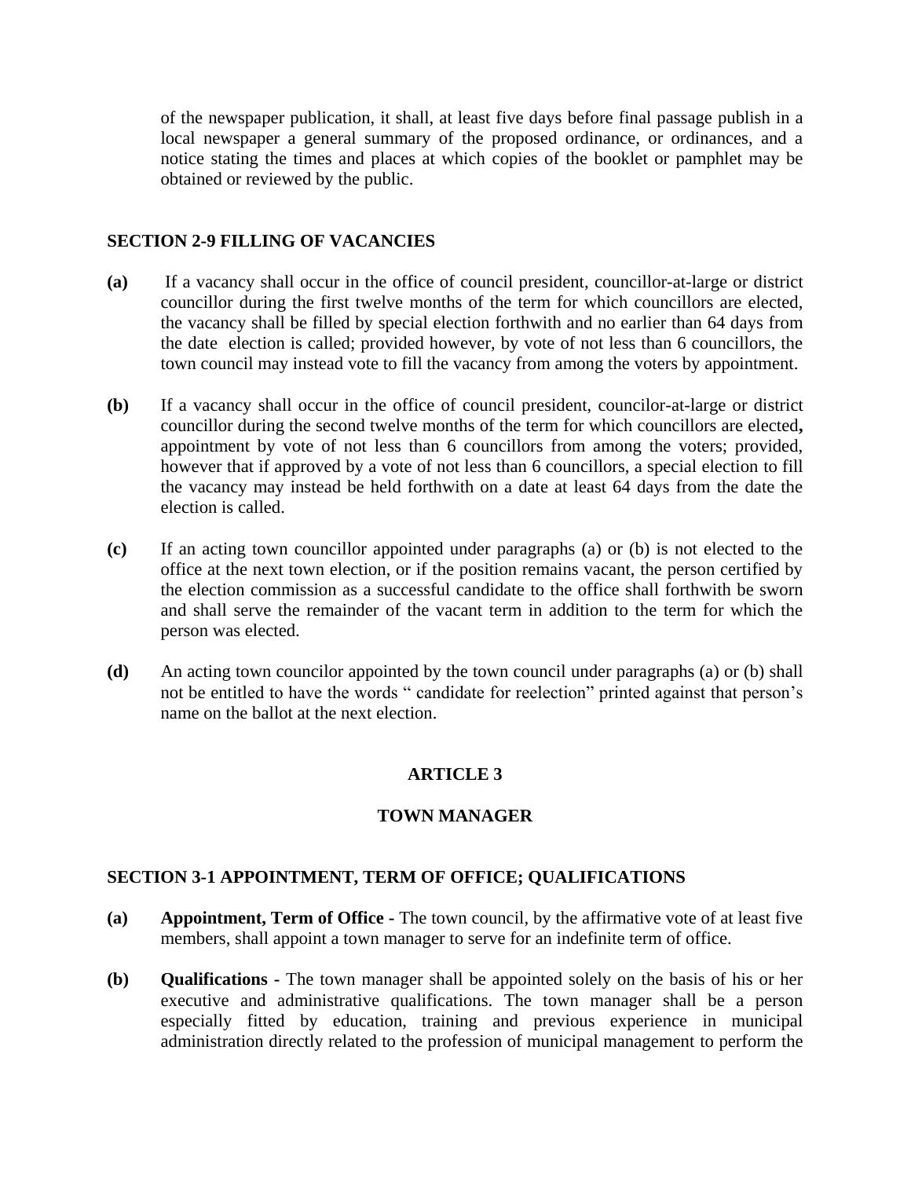of the newspaper publication, it shall, at least five days before final passage publish in a local newspaper a general summary of the proposed ordinance, or ordinances, and a notice stating the times and places at which copies of the booklet or pamphlet may be obtained or reviewed by the public.

**SECTION 2-9 FILLING OF VACANCIES**

**(a)** If a vacancy shall occur in the office of council president, councillor-at-large or district councillor during the first twelve months of the term for which councillors are elected, the vacancy shall be filled by special election forthwith and no earlier than 64 days from the date election is called; provided however, by vote of not less than 6 councillors, the town council may instead vote to fill the vacancy from among the voters by appointment.

**(b)** If a vacancy shall occur in the office of council president, councilor-at-large or district councillor during the second twelve months of the term for which councillors are elected**,** appointment by vote of not less than 6 councillors from among the voters; provided, however that if approved by a vote of not less than 6 councillors, a special election to fill the vacancy may instead be held forthwith on a date at least 64 days from the date the election is called.

**(c)** If an acting town councillor appointed under paragraphs (a) or (b) is not elected to the office at the next town election, or if the position remains vacant, the person certified by the election commission as a successful candidate to the office shall forthwith be sworn and shall serve the remainder of the vacant term in addition to the term for which the person was elected.

**(d)** An acting town councilor appointed by the town council under paragraphs (a) or (b) shall not be entitled to have the words " candidate for reelection" printed against that person's name on the ballot at the next election.

## ARTICLE 3

## TOWN MANAGER

**SECTION 3-1 APPOINTMENT, TERM OF OFFICE; QUALIFICATIONS**

**(a)** **Appointment, Term of Office -** The town council, by the affirmative vote of at least five members, shall appoint a town manager to serve for an indefinite term of office.

**(b)** **Qualifications -** The town manager shall be appointed solely on the basis of his or her executive and administrative qualifications. The town manager shall be a person especially fitted by education, training and previous experience in municipal administration directly related to the profession of municipal management to perform the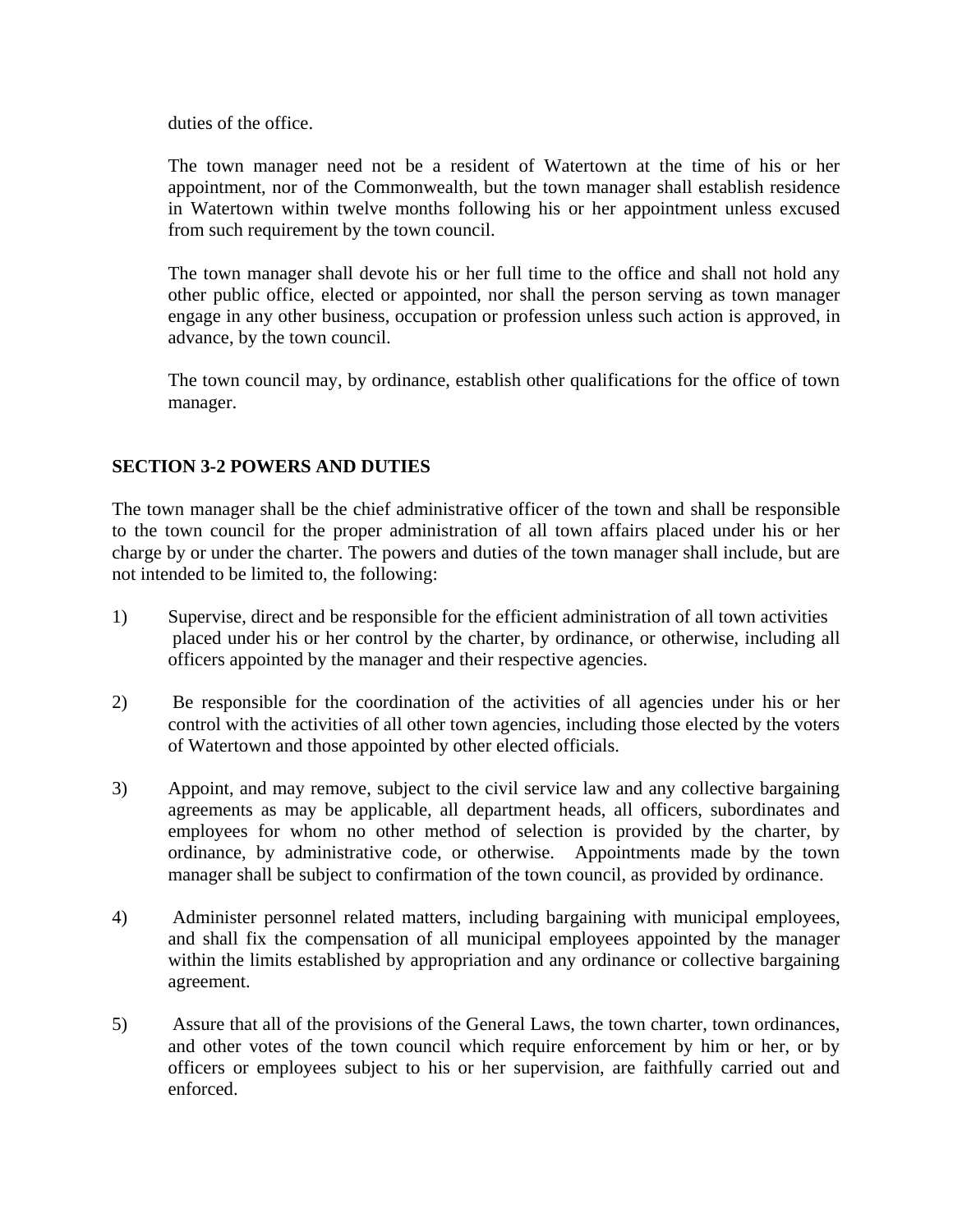duties of the office.

The town manager need not be a resident of Watertown at the time of his or her appointment, nor of the Commonwealth, but the town manager shall establish residence in Watertown within twelve months following his or her appointment unless excused from such requirement by the town council.

The town manager shall devote his or her full time to the office and shall not hold any other public office, elected or appointed, nor shall the person serving as town manager engage in any other business, occupation or profession unless such action is approved, in advance, by the town council.

The town council may, by ordinance, establish other qualifications for the office of town manager.

## SECTION 3-2 POWERS AND DUTIES

The town manager shall be the chief administrative officer of the town and shall be responsible to the town council for the proper administration of all town affairs placed under his or her charge by or under the charter. The powers and duties of the town manager shall include, but are not intended to be limited to, the following:

1) Supervise, direct and be responsible for the efficient administration of all town activities placed under his or her control by the charter, by ordinance, or otherwise, including all officers appointed by the manager and their respective agencies.

2) Be responsible for the coordination of the activities of all agencies under his or her control with the activities of all other town agencies, including those elected by the voters of Watertown and those appointed by other elected officials.

3) Appoint, and may remove, subject to the civil service law and any collective bargaining agreements as may be applicable, all department heads, all officers, subordinates and employees for whom no other method of selection is provided by the charter, by ordinance, by administrative code, or otherwise. Appointments made by the town manager shall be subject to confirmation of the town council, as provided by ordinance.

4) Administer personnel related matters, including bargaining with municipal employees, and shall fix the compensation of all municipal employees appointed by the manager within the limits established by appropriation and any ordinance or collective bargaining agreement.

5) Assure that all of the provisions of the General Laws, the town charter, town ordinances, and other votes of the town council which require enforcement by him or her, or by officers or employees subject to his or her supervision, are faithfully carried out and enforced.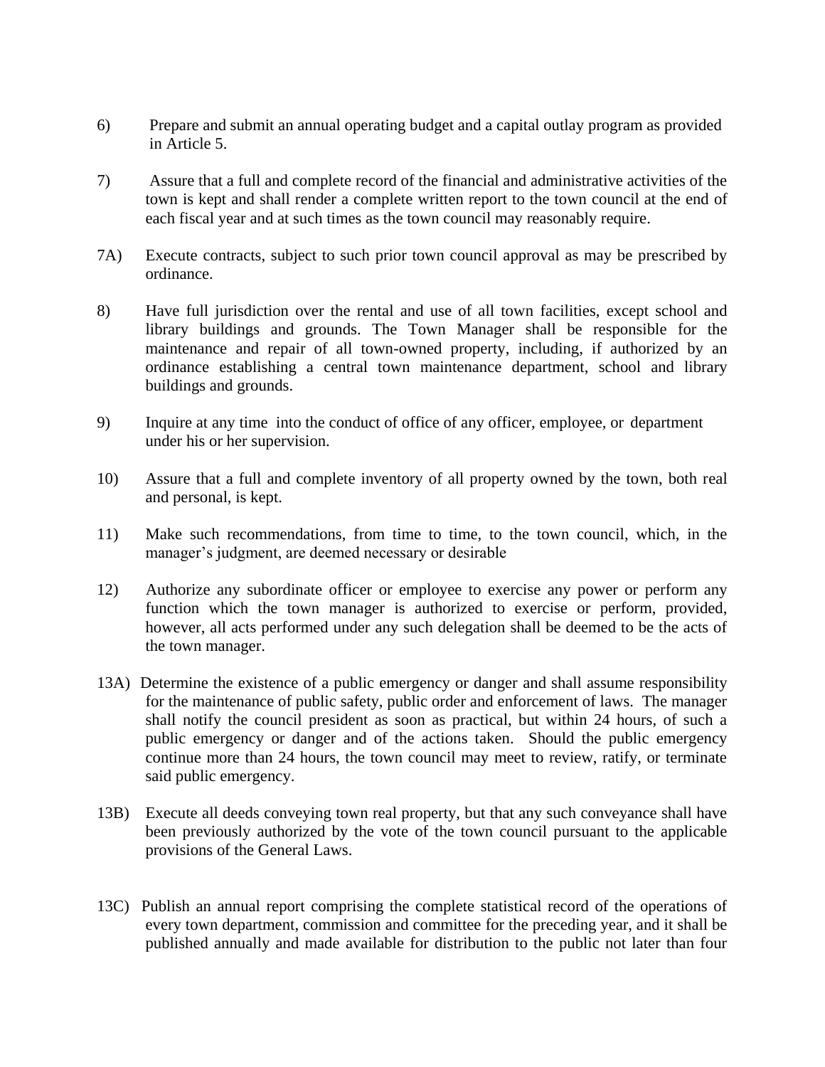6) Prepare and submit an annual operating budget and a capital outlay program as provided in Article 5.

7) Assure that a full and complete record of the financial and administrative activities of the town is kept and shall render a complete written report to the town council at the end of each fiscal year and at such times as the town council may reasonably require.

7A) Execute contracts, subject to such prior town council approval as may be prescribed by ordinance.

8) Have full jurisdiction over the rental and use of all town facilities, except school and library buildings and grounds. The Town Manager shall be responsible for the maintenance and repair of all town-owned property, including, if authorized by an ordinance establishing a central town maintenance department, school and library buildings and grounds.

9) Inquire at any time into the conduct of office of any officer, employee, or department under his or her supervision.

10) Assure that a full and complete inventory of all property owned by the town, both real and personal, is kept.

11) Make such recommendations, from time to time, to the town council, which, in the manager's judgment, are deemed necessary or desirable

12) Authorize any subordinate officer or employee to exercise any power or perform any function which the town manager is authorized to exercise or perform, provided, however, all acts performed under any such delegation shall be deemed to be the acts of the town manager.

13A) Determine the existence of a public emergency or danger and shall assume responsibility for the maintenance of public safety, public order and enforcement of laws. The manager shall notify the council president as soon as practical, but within 24 hours, of such a public emergency or danger and of the actions taken. Should the public emergency continue more than 24 hours, the town council may meet to review, ratify, or terminate said public emergency.

13B) Execute all deeds conveying town real property, but that any such conveyance shall have been previously authorized by the vote of the town council pursuant to the applicable provisions of the General Laws.

13C) Publish an annual report comprising the complete statistical record of the operations of every town department, commission and committee for the preceding year, and it shall be published annually and made available for distribution to the public not later than four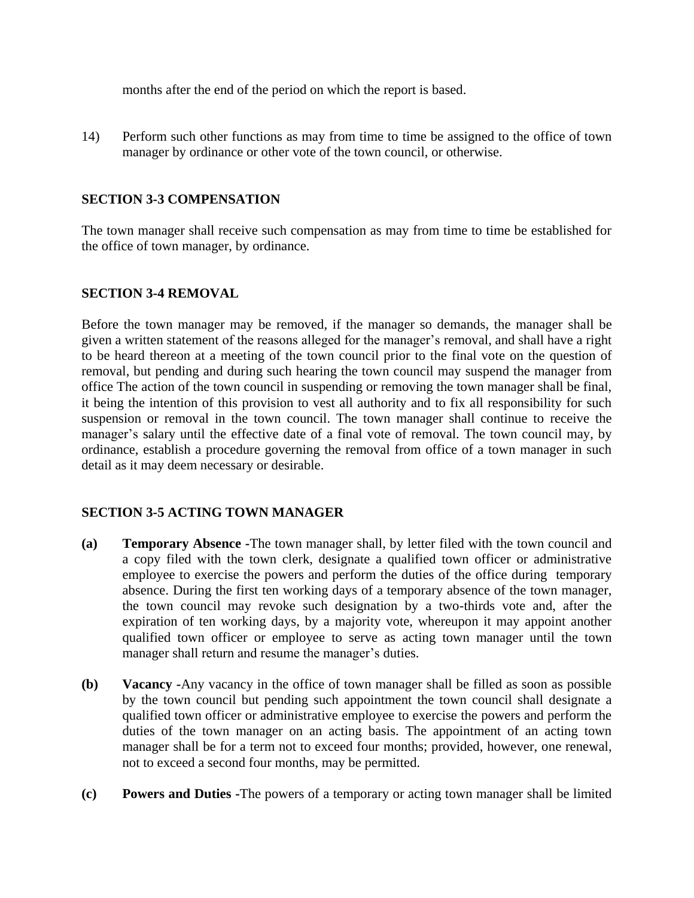months after the end of the period on which the report is based.

14) Perform such other functions as may from time to time be assigned to the office of town manager by ordinance or other vote of the town council, or otherwise.

## SECTION 3-3 COMPENSATION

The town manager shall receive such compensation as may from time to time be established for the office of town manager, by ordinance.

## SECTION 3-4 REMOVAL

Before the town manager may be removed, if the manager so demands, the manager shall be given a written statement of the reasons alleged for the manager's removal, and shall have a right to be heard thereon at a meeting of the town council prior to the final vote on the question of removal, but pending and during such hearing the town council may suspend the manager from office The action of the town council in suspending or removing the town manager shall be final, it being the intention of this provision to vest all authority and to fix all responsibility for such suspension or removal in the town council. The town manager shall continue to receive the manager's salary until the effective date of a final vote of removal. The town council may, by ordinance, establish a procedure governing the removal from office of a town manager in such detail as it may deem necessary or desirable.

## SECTION 3-5 ACTING TOWN MANAGER

**(a)** **Temporary Absence -**The town manager shall, by letter filed with the town council and a copy filed with the town clerk, designate a qualified town officer or administrative employee to exercise the powers and perform the duties of the office during temporary absence. During the first ten working days of a temporary absence of the town manager, the town council may revoke such designation by a two-thirds vote and, after the expiration of ten working days, by a majority vote, whereupon it may appoint another qualified town officer or employee to serve as acting town manager until the town manager shall return and resume the manager's duties.

**(b)** **Vacancy -**Any vacancy in the office of town manager shall be filled as soon as possible by the town council but pending such appointment the town council shall designate a qualified town officer or administrative employee to exercise the powers and perform the duties of the town manager on an acting basis. The appointment of an acting town manager shall be for a term not to exceed four months; provided, however, one renewal, not to exceed a second four months, may be permitted.

**(c)** **Powers and Duties -**The powers of a temporary or acting town manager shall be limited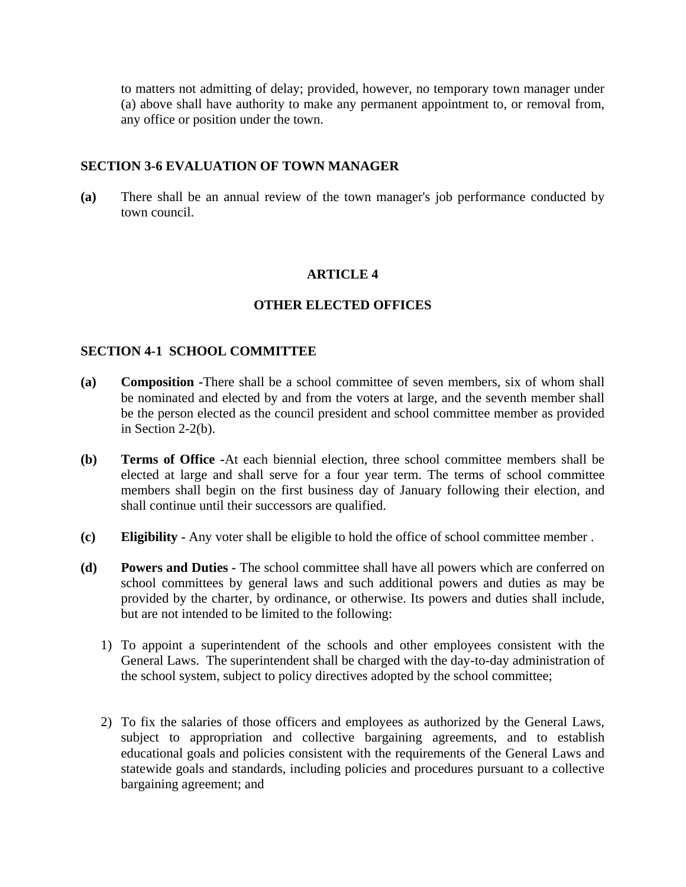to matters not admitting of delay; provided, however, no temporary town manager under (a) above shall have authority to make any permanent appointment to, or removal from, any office or position under the town.

### SECTION 3-6 EVALUATION OF TOWN MANAGER

**(a)** There shall be an annual review of the town manager's job performance conducted by town council.

## ARTICLE 4

## OTHER ELECTED OFFICES

### SECTION 4-1 SCHOOL COMMITTEE

**(a)** **Composition -**There shall be a school committee of seven members, six of whom shall be nominated and elected by and from the voters at large, and the seventh member shall be the person elected as the council president and school committee member as provided in Section 2-2(b).

**(b)** **Terms of Office -**At each biennial election, three school committee members shall be elected at large and shall serve for a four year term. The terms of school committee members shall begin on the first business day of January following their election, and shall continue until their successors are qualified.

**(c)** **Eligibility -** Any voter shall be eligible to hold the office of school committee member .

**(d)** **Powers and Duties -** The school committee shall have all powers which are conferred on school committees by general laws and such additional powers and duties as may be provided by the charter, by ordinance, or otherwise. Its powers and duties shall include, but are not intended to be limited to the following:

1) To appoint a superintendent of the schools and other employees consistent with the General Laws. The superintendent shall be charged with the day-to-day administration of the school system, subject to policy directives adopted by the school committee;

2) To fix the salaries of those officers and employees as authorized by the General Laws, subject to appropriation and collective bargaining agreements, and to establish educational goals and policies consistent with the requirements of the General Laws and statewide goals and standards, including policies and procedures pursuant to a collective bargaining agreement; and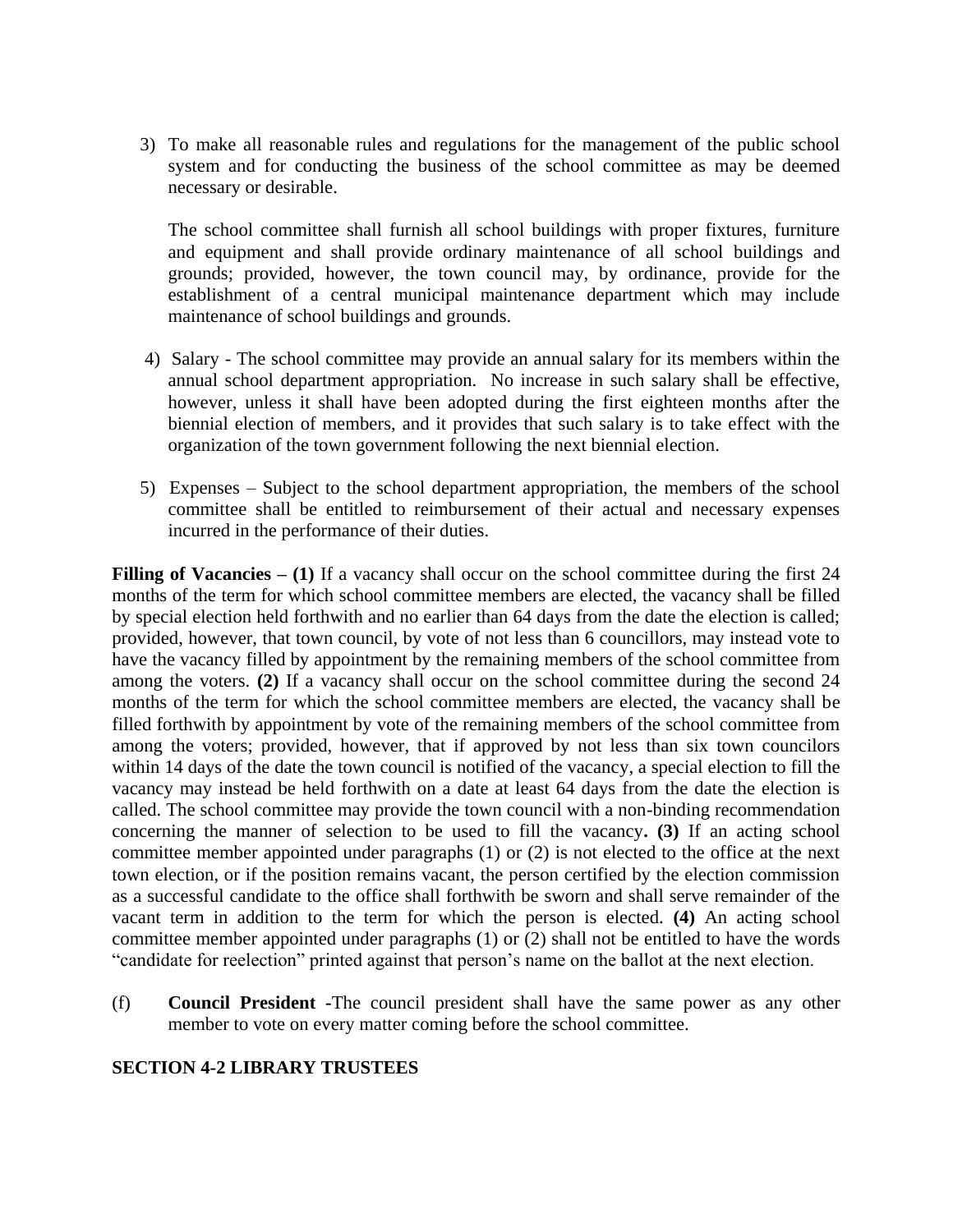3) To make all reasonable rules and regulations for the management of the public school system and for conducting the business of the school committee as may be deemed necessary or desirable.

   The school committee shall furnish all school buildings with proper fixtures, furniture and equipment and shall provide ordinary maintenance of all school buildings and grounds; provided, however, the town council may, by ordinance, provide for the establishment of a central municipal maintenance department which may include maintenance of school buildings and grounds.

4) Salary - The school committee may provide an annual salary for its members within the annual school department appropriation. No increase in such salary shall be effective, however, unless it shall have been adopted during the first eighteen months after the biennial election of members, and it provides that such salary is to take effect with the organization of the town government following the next biennial election.

5) Expenses – Subject to the school department appropriation, the members of the school committee shall be entitled to reimbursement of their actual and necessary expenses incurred in the performance of their duties.

**Filling of Vacancies – (1)** If a vacancy shall occur on the school committee during the first 24 months of the term for which school committee members are elected, the vacancy shall be filled by special election held forthwith and no earlier than 64 days from the date the election is called; provided, however, that town council, by vote of not less than 6 councillors, may instead vote to have the vacancy filled by appointment by the remaining members of the school committee from among the voters. **(2)** If a vacancy shall occur on the school committee during the second 24 months of the term for which the school committee members are elected, the vacancy shall be filled forthwith by appointment by vote of the remaining members of the school committee from among the voters; provided, however, that if approved by not less than six town councilors within 14 days of the date the town council is notified of the vacancy, a special election to fill the vacancy may instead be held forthwith on a date at least 64 days from the date the election is called. The school committee may provide the town council with a non-binding recommendation concerning the manner of selection to be used to fill the vacancy**. (3)** If an acting school committee member appointed under paragraphs (1) or (2) is not elected to the office at the next town election, or if the position remains vacant, the person certified by the election commission as a successful candidate to the office shall forthwith be sworn and shall serve remainder of the vacant term in addition to the term for which the person is elected. **(4)** An acting school committee member appointed under paragraphs (1) or (2) shall not be entitled to have the words "candidate for reelection" printed against that person's name on the ballot at the next election.

(f) **Council President -**The council president shall have the same power as any other member to vote on every matter coming before the school committee.

**SECTION 4-2 LIBRARY TRUSTEES**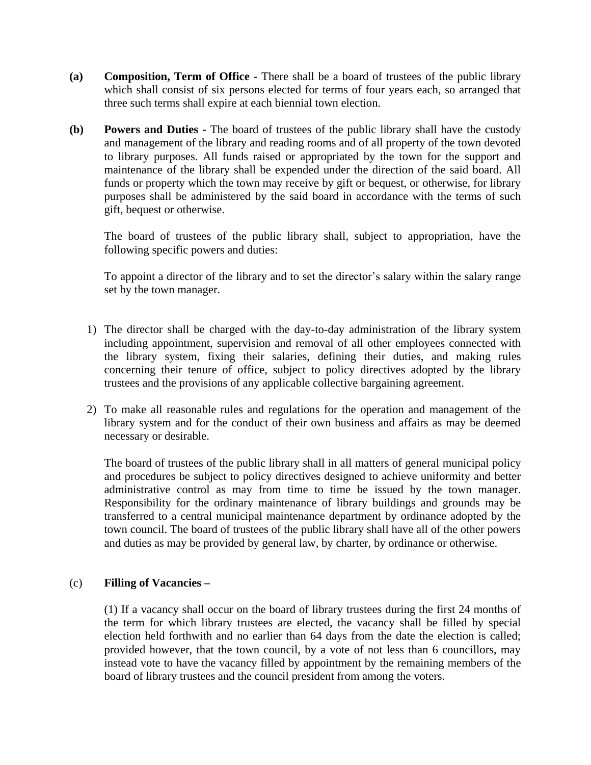**(a)** **Composition, Term of Office -** There shall be a board of trustees of the public library which shall consist of six persons elected for terms of four years each, so arranged that three such terms shall expire at each biennial town election.

**(b)** **Powers and Duties -** The board of trustees of the public library shall have the custody and management of the library and reading rooms and of all property of the town devoted to library purposes. All funds raised or appropriated by the town for the support and maintenance of the library shall be expended under the direction of the said board. All funds or property which the town may receive by gift or bequest, or otherwise, for library purposes shall be administered by the said board in accordance with the terms of such gift, bequest or otherwise.

The board of trustees of the public library shall, subject to appropriation, have the following specific powers and duties:

To appoint a director of the library and to set the director's salary within the salary range set by the town manager.

1) The director shall be charged with the day-to-day administration of the library system including appointment, supervision and removal of all other employees connected with the library system, fixing their salaries, defining their duties, and making rules concerning their tenure of office, subject to policy directives adopted by the library trustees and the provisions of any applicable collective bargaining agreement.

2) To make all reasonable rules and regulations for the operation and management of the library system and for the conduct of their own business and affairs as may be deemed necessary or desirable.

The board of trustees of the public library shall in all matters of general municipal policy and procedures be subject to policy directives designed to achieve uniformity and better administrative control as may from time to time be issued by the town manager. Responsibility for the ordinary maintenance of library buildings and grounds may be transferred to a central municipal maintenance department by ordinance adopted by the town council. The board of trustees of the public library shall have all of the other powers and duties as may be provided by general law, by charter, by ordinance or otherwise.

(c) **Filling of Vacancies –**

(1) If a vacancy shall occur on the board of library trustees during the first 24 months of the term for which library trustees are elected, the vacancy shall be filled by special election held forthwith and no earlier than 64 days from the date the election is called; provided however, that the town council, by a vote of not less than 6 councillors, may instead vote to have the vacancy filled by appointment by the remaining members of the board of library trustees and the council president from among the voters.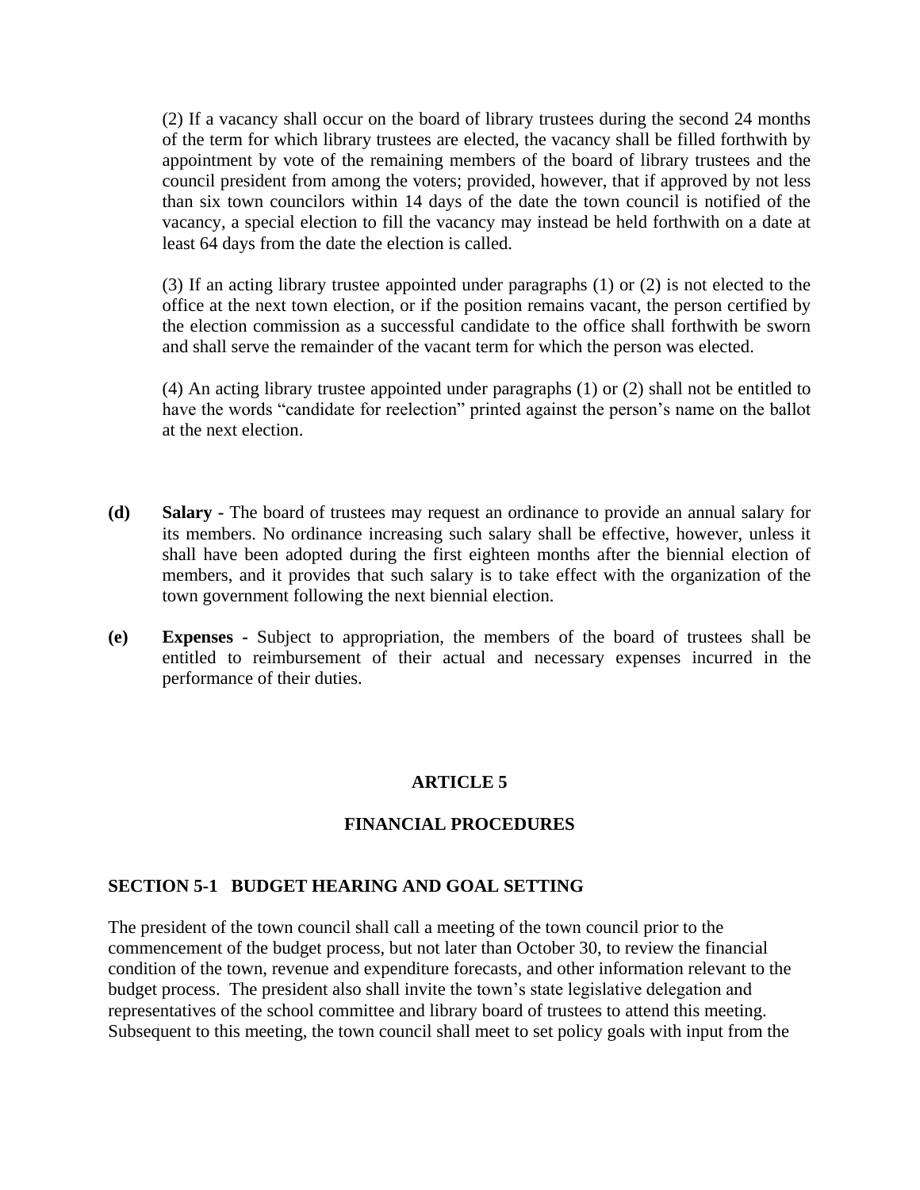(2) If a vacancy shall occur on the board of library trustees during the second 24 months of the term for which library trustees are elected, the vacancy shall be filled forthwith by appointment by vote of the remaining members of the board of library trustees and the council president from among the voters; provided, however, that if approved by not less than six town councilors within 14 days of the date the town council is notified of the vacancy, a special election to fill the vacancy may instead be held forthwith on a date at least 64 days from the date the election is called.

(3) If an acting library trustee appointed under paragraphs (1) or (2) is not elected to the office at the next town election, or if the position remains vacant, the person certified by the election commission as a successful candidate to the office shall forthwith be sworn and shall serve the remainder of the vacant term for which the person was elected.

(4) An acting library trustee appointed under paragraphs (1) or (2) shall not be entitled to have the words "candidate for reelection" printed against the person's name on the ballot at the next election.

**(d)** **Salary -** The board of trustees may request an ordinance to provide an annual salary for its members. No ordinance increasing such salary shall be effective, however, unless it shall have been adopted during the first eighteen months after the biennial election of members, and it provides that such salary is to take effect with the organization of the town government following the next biennial election.

**(e)** **Expenses -** Subject to appropriation, the members of the board of trustees shall be entitled to reimbursement of their actual and necessary expenses incurred in the performance of their duties.

## ARTICLE 5

## FINANCIAL PROCEDURES

### SECTION 5-1 BUDGET HEARING AND GOAL SETTING

The president of the town council shall call a meeting of the town council prior to the commencement of the budget process, but not later than October 30, to review the financial condition of the town, revenue and expenditure forecasts, and other information relevant to the budget process. The president also shall invite the town's state legislative delegation and representatives of the school committee and library board of trustees to attend this meeting. Subsequent to this meeting, the town council shall meet to set policy goals with input from the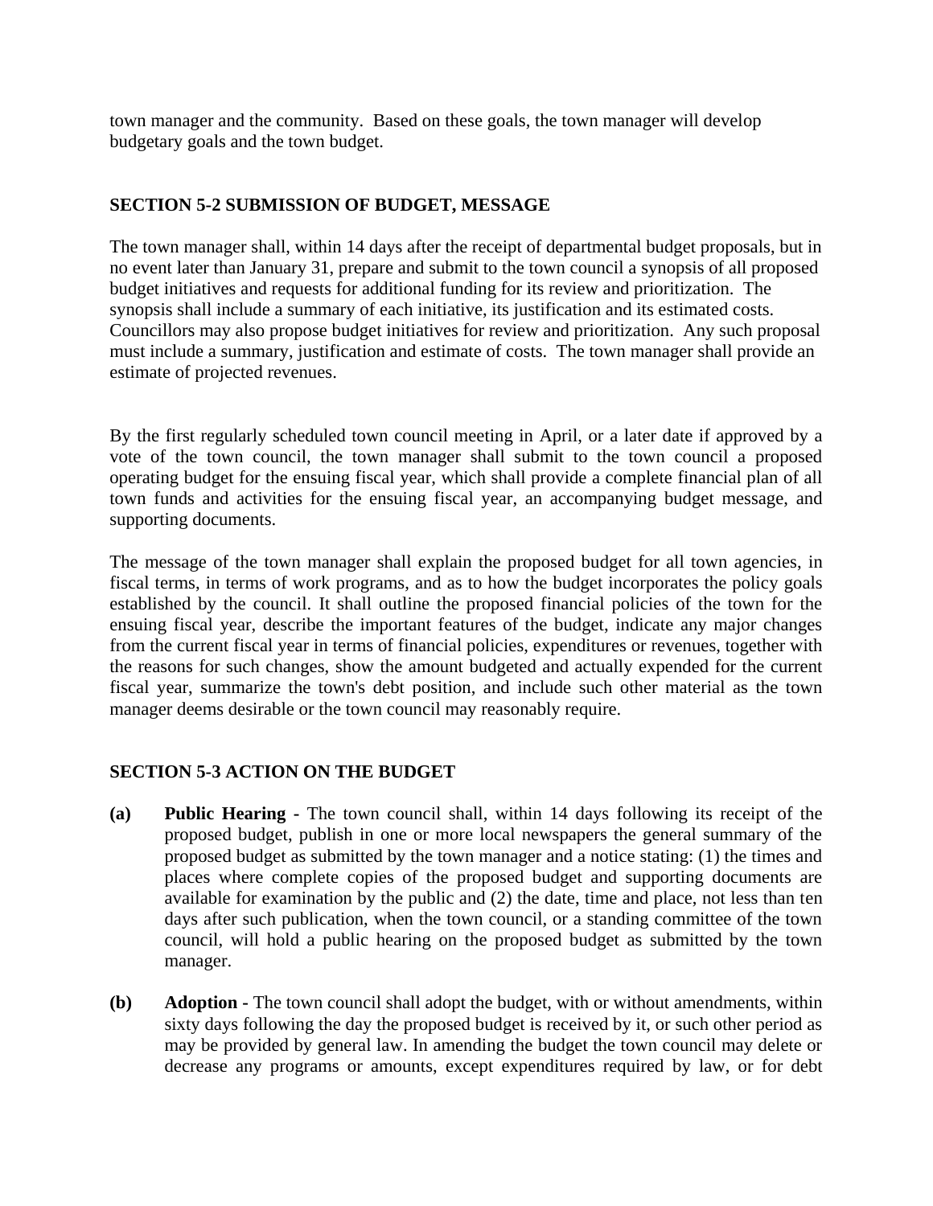town manager and the community. Based on these goals, the town manager will develop budgetary goals and the town budget.

## SECTION 5-2 SUBMISSION OF BUDGET, MESSAGE

The town manager shall, within 14 days after the receipt of departmental budget proposals, but in no event later than January 31, prepare and submit to the town council a synopsis of all proposed budget initiatives and requests for additional funding for its review and prioritization. The synopsis shall include a summary of each initiative, its justification and its estimated costs. Councillors may also propose budget initiatives for review and prioritization. Any such proposal must include a summary, justification and estimate of costs. The town manager shall provide an estimate of projected revenues.

By the first regularly scheduled town council meeting in April, or a later date if approved by a vote of the town council, the town manager shall submit to the town council a proposed operating budget for the ensuing fiscal year, which shall provide a complete financial plan of all town funds and activities for the ensuing fiscal year, an accompanying budget message, and supporting documents.

The message of the town manager shall explain the proposed budget for all town agencies, in fiscal terms, in terms of work programs, and as to how the budget incorporates the policy goals established by the council. It shall outline the proposed financial policies of the town for the ensuing fiscal year, describe the important features of the budget, indicate any major changes from the current fiscal year in terms of financial policies, expenditures or revenues, together with the reasons for such changes, show the amount budgeted and actually expended for the current fiscal year, summarize the town's debt position, and include such other material as the town manager deems desirable or the town council may reasonably require.

## SECTION 5-3 ACTION ON THE BUDGET

**(a)** **Public Hearing -** The town council shall, within 14 days following its receipt of the proposed budget, publish in one or more local newspapers the general summary of the proposed budget as submitted by the town manager and a notice stating: (1) the times and places where complete copies of the proposed budget and supporting documents are available for examination by the public and (2) the date, time and place, not less than ten days after such publication, when the town council, or a standing committee of the town council, will hold a public hearing on the proposed budget as submitted by the town manager.

**(b)** **Adoption -** The town council shall adopt the budget, with or without amendments, within sixty days following the day the proposed budget is received by it, or such other period as may be provided by general law. In amending the budget the town council may delete or decrease any programs or amounts, except expenditures required by law, or for debt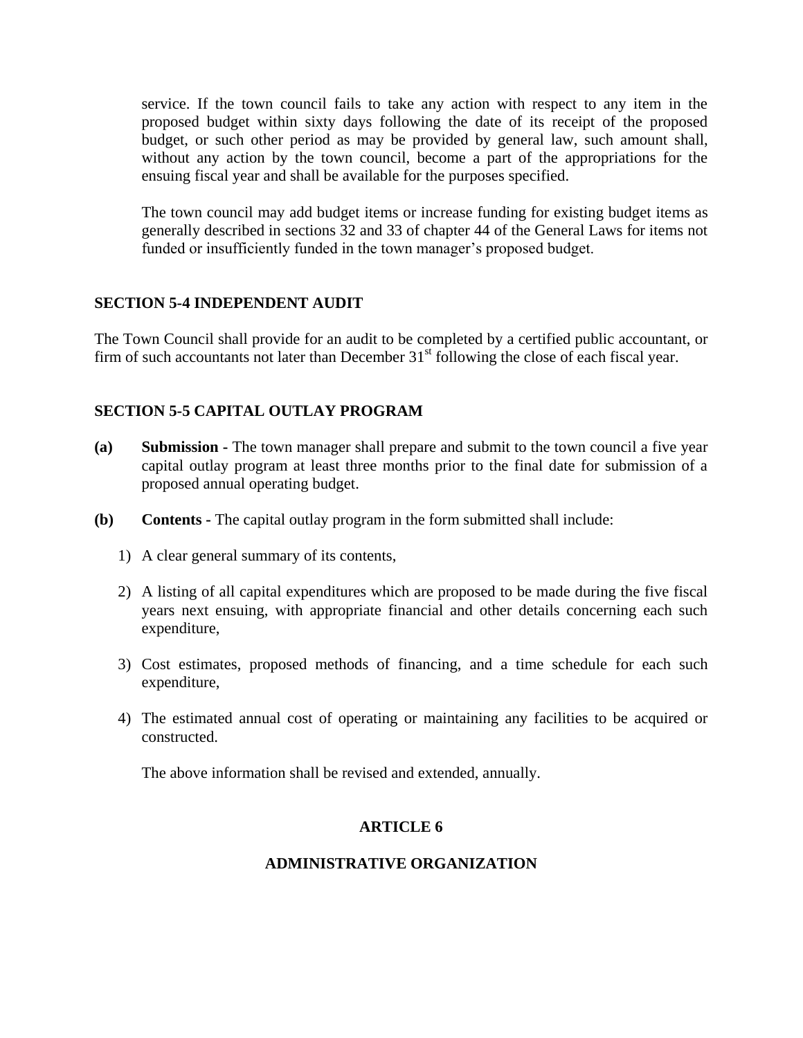service. If the town council fails to take any action with respect to any item in the proposed budget within sixty days following the date of its receipt of the proposed budget, or such other period as may be provided by general law, such amount shall, without any action by the town council, become a part of the appropriations for the ensuing fiscal year and shall be available for the purposes specified.

The town council may add budget items or increase funding for existing budget items as generally described in sections 32 and 33 of chapter 44 of the General Laws for items not funded or insufficiently funded in the town manager's proposed budget.

## SECTION 5-4 INDEPENDENT AUDIT

The Town Council shall provide for an audit to be completed by a certified public accountant, or firm of such accountants not later than December 31st following the close of each fiscal year.

## SECTION 5-5 CAPITAL OUTLAY PROGRAM

**(a) Submission -** The town manager shall prepare and submit to the town council a five year capital outlay program at least three months prior to the final date for submission of a proposed annual operating budget.

**(b) Contents -** The capital outlay program in the form submitted shall include:

1) A clear general summary of its contents,

2) A listing of all capital expenditures which are proposed to be made during the five fiscal years next ensuing, with appropriate financial and other details concerning each such expenditure,

3) Cost estimates, proposed methods of financing, and a time schedule for each such expenditure,

4) The estimated annual cost of operating or maintaining any facilities to be acquired or constructed.

The above information shall be revised and extended, annually.

# ARTICLE 6

# ADMINISTRATIVE ORGANIZATION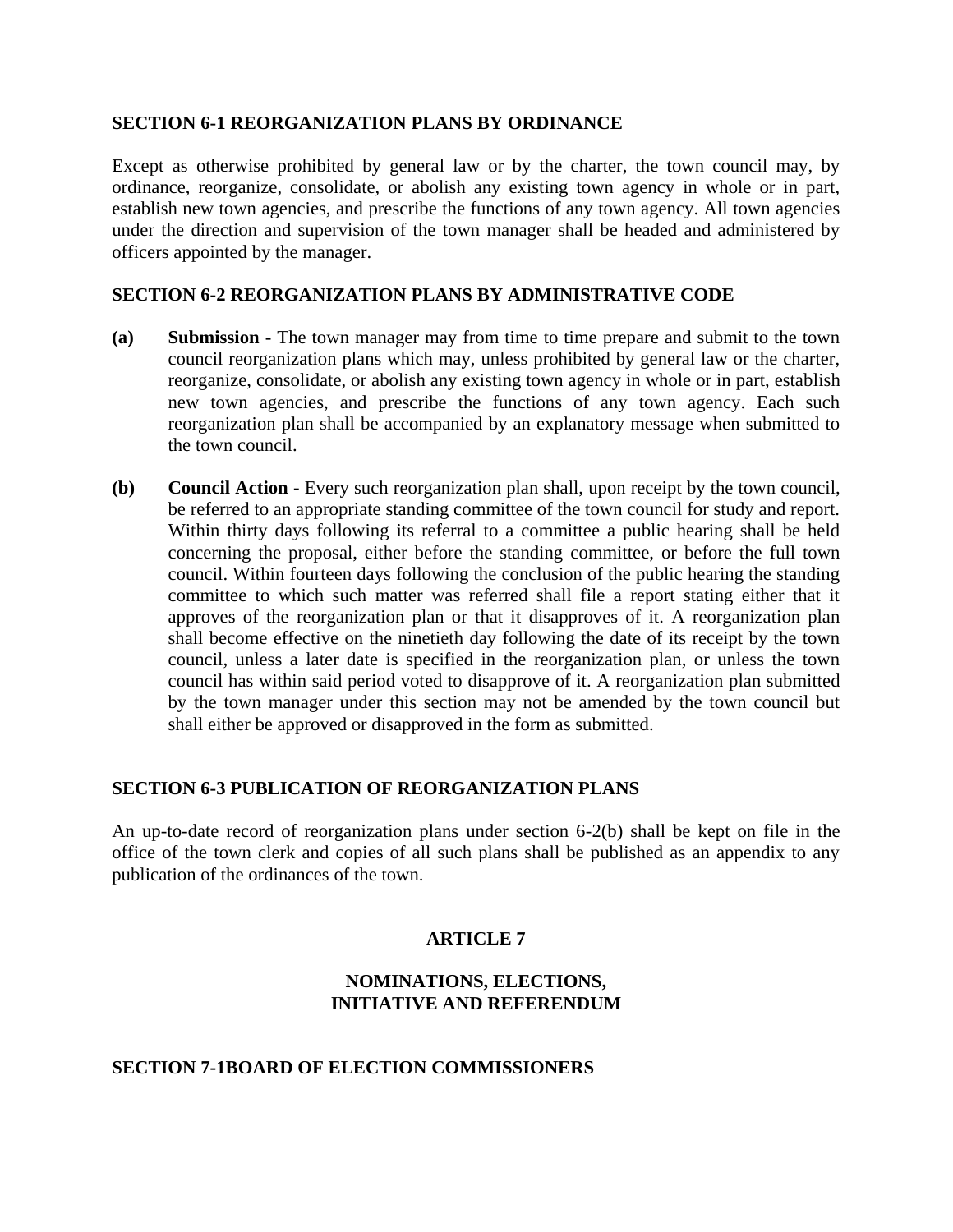**SECTION 6-1 REORGANIZATION PLANS BY ORDINANCE**

Except as otherwise prohibited by general law or by the charter, the town council may, by ordinance, reorganize, consolidate, or abolish any existing town agency in whole or in part, establish new town agencies, and prescribe the functions of any town agency. All town agencies under the direction and supervision of the town manager shall be headed and administered by officers appointed by the manager.

**SECTION 6-2 REORGANIZATION PLANS BY ADMINISTRATIVE CODE**

**(a)** **Submission -** The town manager may from time to time prepare and submit to the town council reorganization plans which may, unless prohibited by general law or the charter, reorganize, consolidate, or abolish any existing town agency in whole or in part, establish new town agencies, and prescribe the functions of any town agency. Each such reorganization plan shall be accompanied by an explanatory message when submitted to the town council.

**(b)** **Council Action -** Every such reorganization plan shall, upon receipt by the town council, be referred to an appropriate standing committee of the town council for study and report. Within thirty days following its referral to a committee a public hearing shall be held concerning the proposal, either before the standing committee, or before the full town council. Within fourteen days following the conclusion of the public hearing the standing committee to which such matter was referred shall file a report stating either that it approves of the reorganization plan or that it disapproves of it. A reorganization plan shall become effective on the ninetieth day following the date of its receipt by the town council, unless a later date is specified in the reorganization plan, or unless the town council has within said period voted to disapprove of it. A reorganization plan submitted by the town manager under this section may not be amended by the town council but shall either be approved or disapproved in the form as submitted.

**SECTION 6-3 PUBLICATION OF REORGANIZATION PLANS**

An up-to-date record of reorganization plans under section 6-2(b) shall be kept on file in the office of the town clerk and copies of all such plans shall be published as an appendix to any publication of the ordinances of the town.

## ARTICLE 7

## NOMINATIONS, ELECTIONS, INITIATIVE AND REFERENDUM

**SECTION 7-1BOARD OF ELECTION COMMISSIONERS**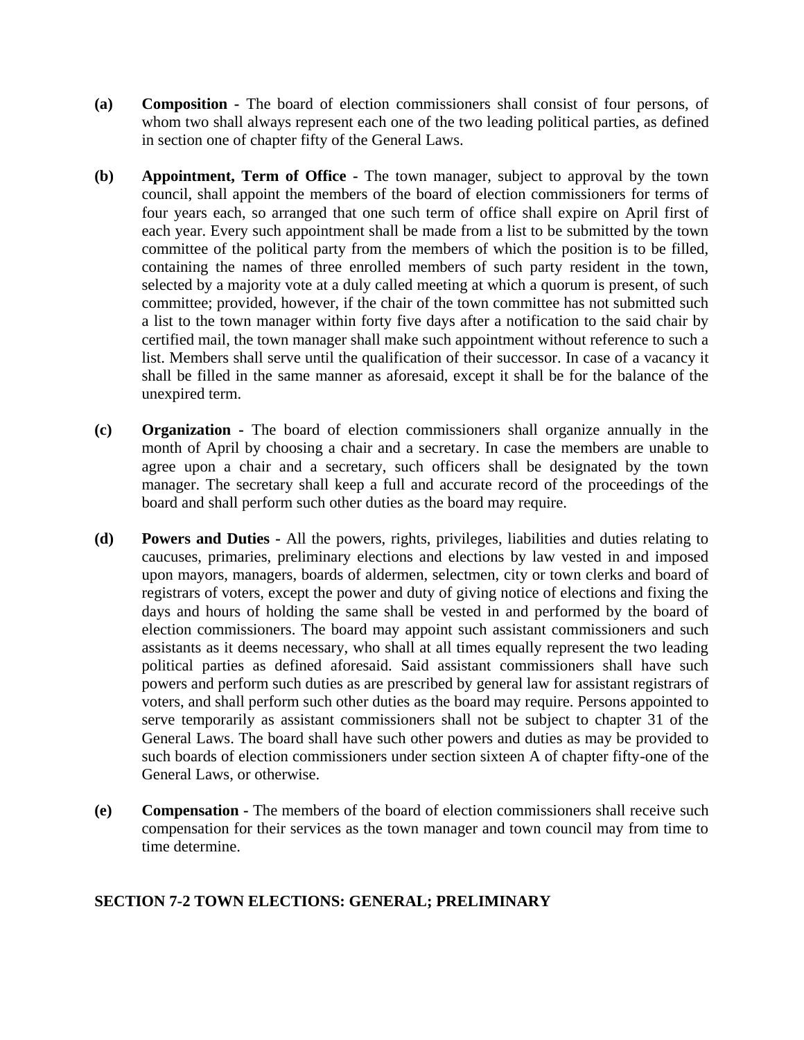**(a) Composition -** The board of election commissioners shall consist of four persons, of whom two shall always represent each one of the two leading political parties, as defined in section one of chapter fifty of the General Laws.

**(b) Appointment, Term of Office -** The town manager, subject to approval by the town council, shall appoint the members of the board of election commissioners for terms of four years each, so arranged that one such term of office shall expire on April first of each year. Every such appointment shall be made from a list to be submitted by the town committee of the political party from the members of which the position is to be filled, containing the names of three enrolled members of such party resident in the town, selected by a majority vote at a duly called meeting at which a quorum is present, of such committee; provided, however, if the chair of the town committee has not submitted such a list to the town manager within forty five days after a notification to the said chair by certified mail, the town manager shall make such appointment without reference to such a list. Members shall serve until the qualification of their successor. In case of a vacancy it shall be filled in the same manner as aforesaid, except it shall be for the balance of the unexpired term.

**(c) Organization -** The board of election commissioners shall organize annually in the month of April by choosing a chair and a secretary. In case the members are unable to agree upon a chair and a secretary, such officers shall be designated by the town manager. The secretary shall keep a full and accurate record of the proceedings of the board and shall perform such other duties as the board may require.

**(d) Powers and Duties -** All the powers, rights, privileges, liabilities and duties relating to caucuses, primaries, preliminary elections and elections by law vested in and imposed upon mayors, managers, boards of aldermen, selectmen, city or town clerks and board of registrars of voters, except the power and duty of giving notice of elections and fixing the days and hours of holding the same shall be vested in and performed by the board of election commissioners. The board may appoint such assistant commissioners and such assistants as it deems necessary, who shall at all times equally represent the two leading political parties as defined aforesaid. Said assistant commissioners shall have such powers and perform such duties as are prescribed by general law for assistant registrars of voters, and shall perform such other duties as the board may require. Persons appointed to serve temporarily as assistant commissioners shall not be subject to chapter 31 of the General Laws. The board shall have such other powers and duties as may be provided to such boards of election commissioners under section sixteen A of chapter fifty-one of the General Laws, or otherwise.

**(e) Compensation -** The members of the board of election commissioners shall receive such compensation for their services as the town manager and town council may from time to time determine.

## SECTION 7-2 TOWN ELECTIONS: GENERAL; PRELIMINARY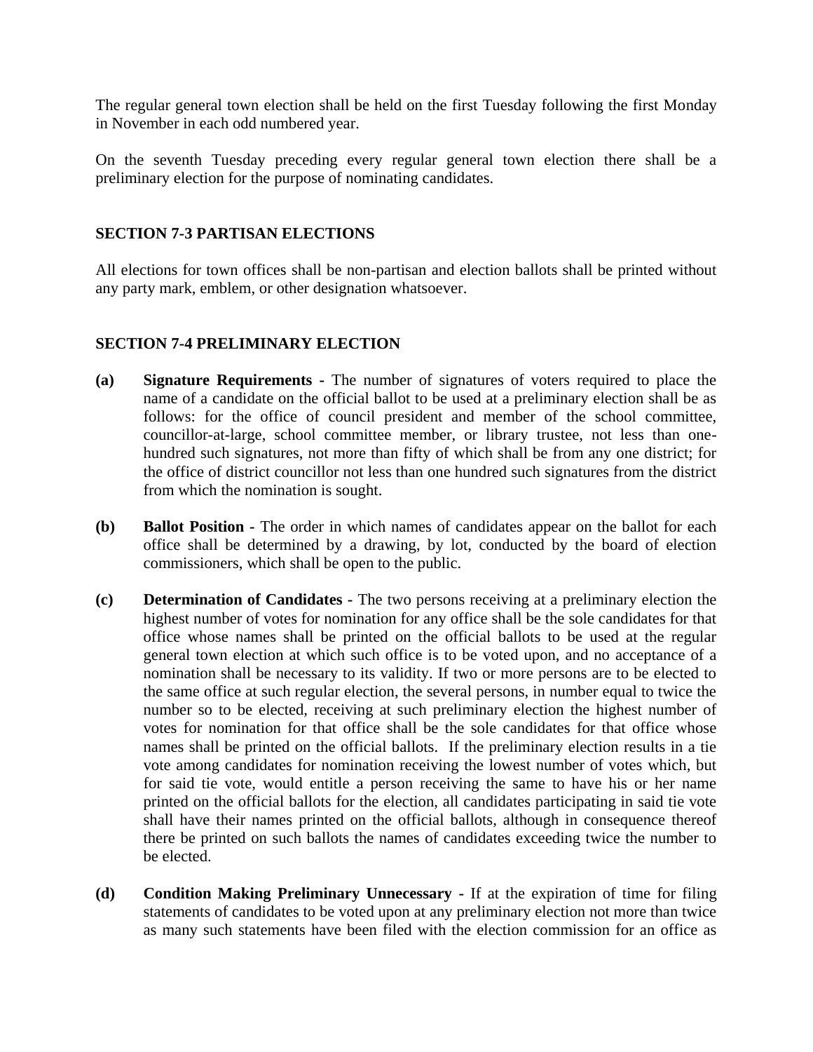The regular general town election shall be held on the first Tuesday following the first Monday in November in each odd numbered year.

On the seventh Tuesday preceding every regular general town election there shall be a preliminary election for the purpose of nominating candidates.

## SECTION 7-3 PARTISAN ELECTIONS

All elections for town offices shall be non-partisan and election ballots shall be printed without any party mark, emblem, or other designation whatsoever.

## SECTION 7-4 PRELIMINARY ELECTION

**(a)** **Signature Requirements -** The number of signatures of voters required to place the name of a candidate on the official ballot to be used at a preliminary election shall be as follows: for the office of council president and member of the school committee, councillor-at-large, school committee member, or library trustee, not less than one-hundred such signatures, not more than fifty of which shall be from any one district; for the office of district councillor not less than one hundred such signatures from the district from which the nomination is sought.

**(b)** **Ballot Position -** The order in which names of candidates appear on the ballot for each office shall be determined by a drawing, by lot, conducted by the board of election commissioners, which shall be open to the public.

**(c)** **Determination of Candidates -** The two persons receiving at a preliminary election the highest number of votes for nomination for any office shall be the sole candidates for that office whose names shall be printed on the official ballots to be used at the regular general town election at which such office is to be voted upon, and no acceptance of a nomination shall be necessary to its validity. If two or more persons are to be elected to the same office at such regular election, the several persons, in number equal to twice the number so to be elected, receiving at such preliminary election the highest number of votes for nomination for that office shall be the sole candidates for that office whose names shall be printed on the official ballots. If the preliminary election results in a tie vote among candidates for nomination receiving the lowest number of votes which, but for said tie vote, would entitle a person receiving the same to have his or her name printed on the official ballots for the election, all candidates participating in said tie vote shall have their names printed on the official ballots, although in consequence thereof there be printed on such ballots the names of candidates exceeding twice the number to be elected.

**(d)** **Condition Making Preliminary Unnecessary -** If at the expiration of time for filing statements of candidates to be voted upon at any preliminary election not more than twice as many such statements have been filed with the election commission for an office as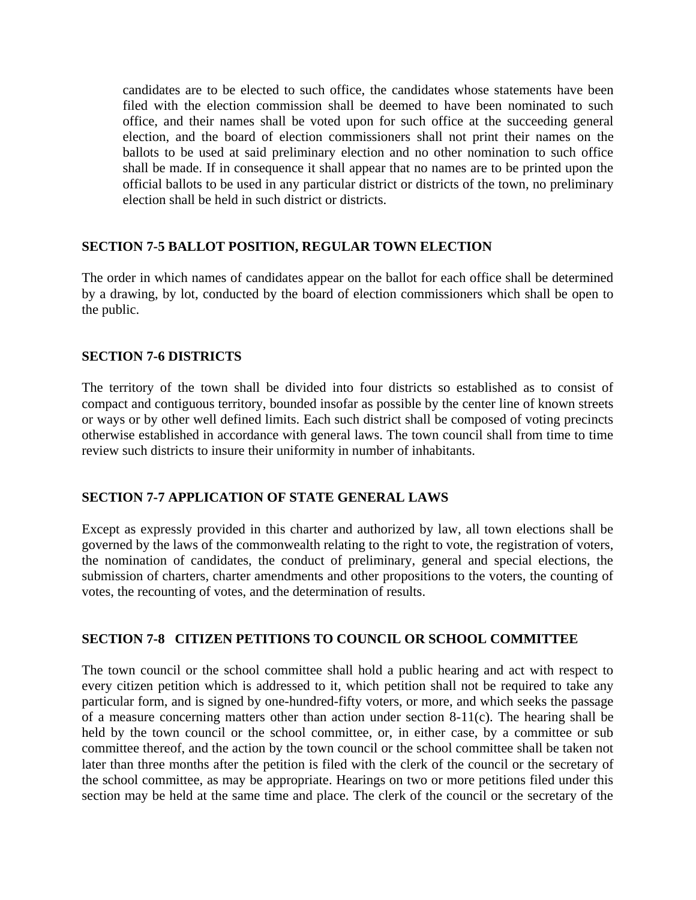candidates are to be elected to such office, the candidates whose statements have been filed with the election commission shall be deemed to have been nominated to such office, and their names shall be voted upon for such office at the succeeding general election, and the board of election commissioners shall not print their names on the ballots to be used at said preliminary election and no other nomination to such office shall be made. If in consequence it shall appear that no names are to be printed upon the official ballots to be used in any particular district or districts of the town, no preliminary election shall be held in such district or districts.

**SECTION 7-5 BALLOT POSITION, REGULAR TOWN ELECTION**

The order in which names of candidates appear on the ballot for each office shall be determined by a drawing, by lot, conducted by the board of election commissioners which shall be open to the public.

**SECTION 7-6 DISTRICTS**

The territory of the town shall be divided into four districts so established as to consist of compact and contiguous territory, bounded insofar as possible by the center line of known streets or ways or by other well defined limits. Each such district shall be composed of voting precincts otherwise established in accordance with general laws. The town council shall from time to time review such districts to insure their uniformity in number of inhabitants.

**SECTION 7-7 APPLICATION OF STATE GENERAL LAWS**

Except as expressly provided in this charter and authorized by law, all town elections shall be governed by the laws of the commonwealth relating to the right to vote, the registration of voters, the nomination of candidates, the conduct of preliminary, general and special elections, the submission of charters, charter amendments and other propositions to the voters, the counting of votes, the recounting of votes, and the determination of results.

**SECTION 7-8 CITIZEN PETITIONS TO COUNCIL OR SCHOOL COMMITTEE**

The town council or the school committee shall hold a public hearing and act with respect to every citizen petition which is addressed to it, which petition shall not be required to take any particular form, and is signed by one-hundred-fifty voters, or more, and which seeks the passage of a measure concerning matters other than action under section 8-11(c). The hearing shall be held by the town council or the school committee, or, in either case, by a committee or sub committee thereof, and the action by the town council or the school committee shall be taken not later than three months after the petition is filed with the clerk of the council or the secretary of the school committee, as may be appropriate. Hearings on two or more petitions filed under this section may be held at the same time and place. The clerk of the council or the secretary of the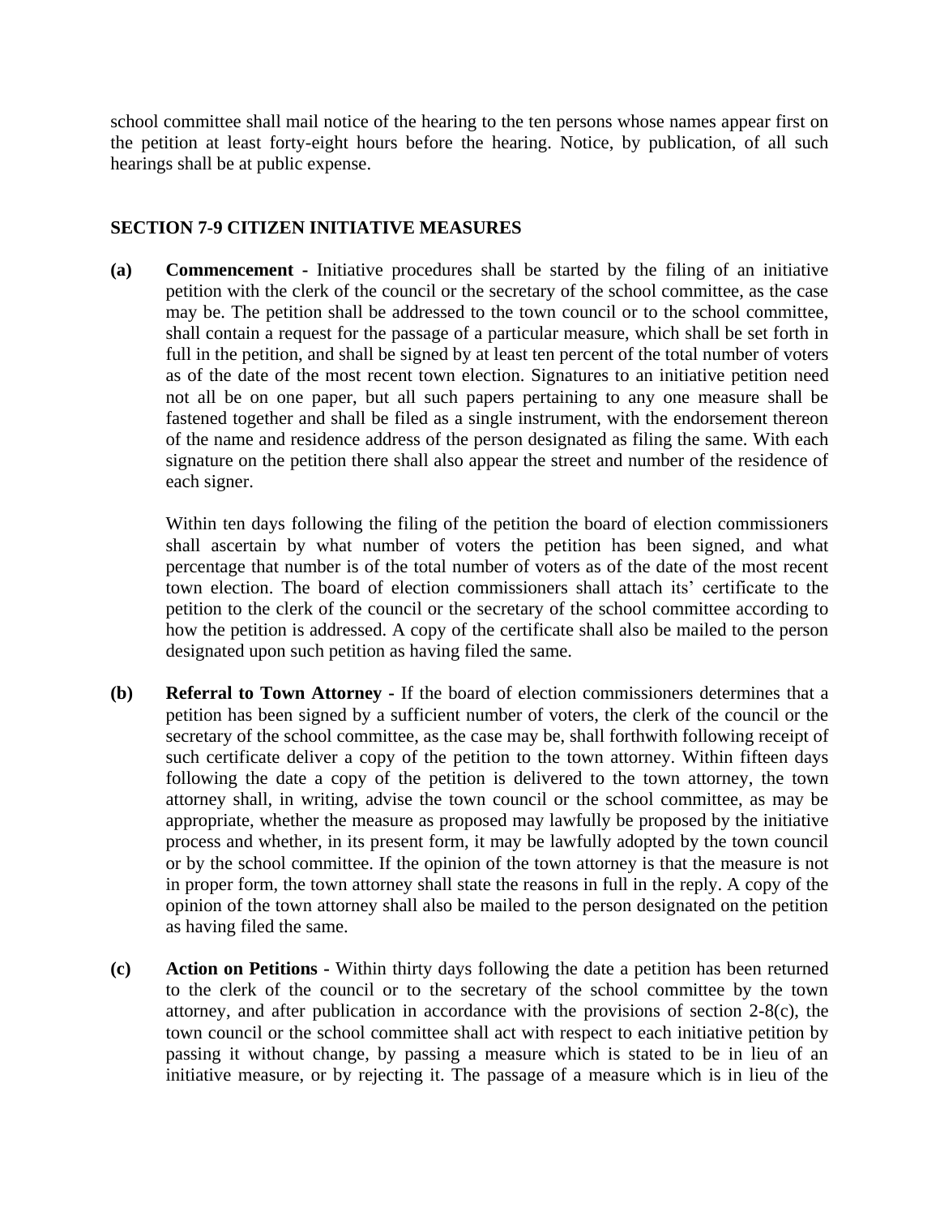school committee shall mail notice of the hearing to the ten persons whose names appear first on the petition at least forty-eight hours before the hearing. Notice, by publication, of all such hearings shall be at public expense.

## SECTION 7-9 CITIZEN INITIATIVE MEASURES

**(a) Commencement -** Initiative procedures shall be started by the filing of an initiative petition with the clerk of the council or the secretary of the school committee, as the case may be. The petition shall be addressed to the town council or to the school committee, shall contain a request for the passage of a particular measure, which shall be set forth in full in the petition, and shall be signed by at least ten percent of the total number of voters as of the date of the most recent town election. Signatures to an initiative petition need not all be on one paper, but all such papers pertaining to any one measure shall be fastened together and shall be filed as a single instrument, with the endorsement thereon of the name and residence address of the person designated as filing the same. With each signature on the petition there shall also appear the street and number of the residence of each signer.

Within ten days following the filing of the petition the board of election commissioners shall ascertain by what number of voters the petition has been signed, and what percentage that number is of the total number of voters as of the date of the most recent town election. The board of election commissioners shall attach its' certificate to the petition to the clerk of the council or the secretary of the school committee according to how the petition is addressed. A copy of the certificate shall also be mailed to the person designated upon such petition as having filed the same.

**(b) Referral to Town Attorney -** If the board of election commissioners determines that a petition has been signed by a sufficient number of voters, the clerk of the council or the secretary of the school committee, as the case may be, shall forthwith following receipt of such certificate deliver a copy of the petition to the town attorney. Within fifteen days following the date a copy of the petition is delivered to the town attorney, the town attorney shall, in writing, advise the town council or the school committee, as may be appropriate, whether the measure as proposed may lawfully be proposed by the initiative process and whether, in its present form, it may be lawfully adopted by the town council or by the school committee. If the opinion of the town attorney is that the measure is not in proper form, the town attorney shall state the reasons in full in the reply. A copy of the opinion of the town attorney shall also be mailed to the person designated on the petition as having filed the same.

**(c) Action on Petitions -** Within thirty days following the date a petition has been returned to the clerk of the council or to the secretary of the school committee by the town attorney, and after publication in accordance with the provisions of section 2-8(c), the town council or the school committee shall act with respect to each initiative petition by passing it without change, by passing a measure which is stated to be in lieu of an initiative measure, or by rejecting it. The passage of a measure which is in lieu of the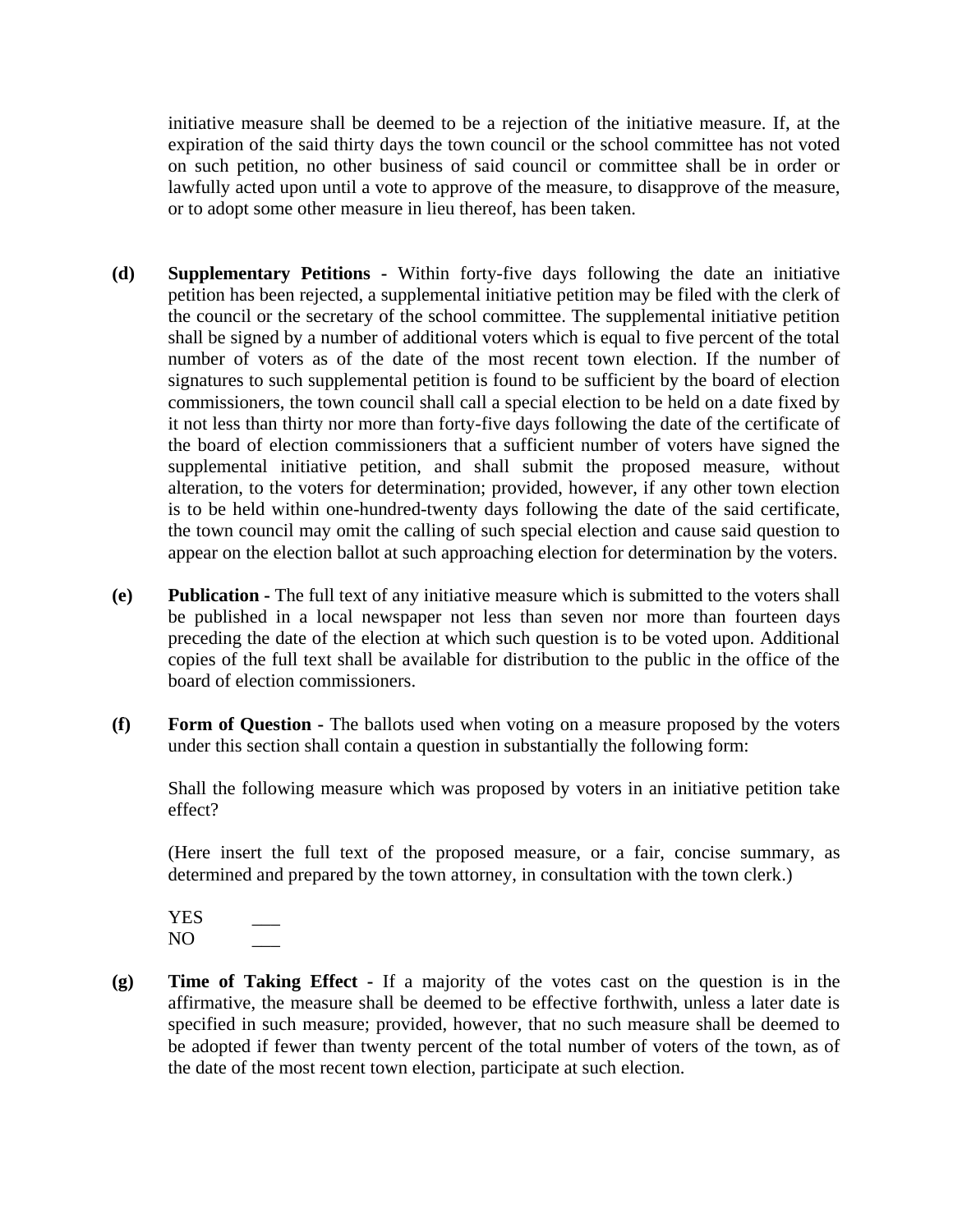initiative measure shall be deemed to be a rejection of the initiative measure. If, at the expiration of the said thirty days the town council or the school committee has not voted on such petition, no other business of said council or committee shall be in order or lawfully acted upon until a vote to approve of the measure, to disapprove of the measure, or to adopt some other measure in lieu thereof, has been taken.

**(d)** **Supplementary Petitions -** Within forty-five days following the date an initiative petition has been rejected, a supplemental initiative petition may be filed with the clerk of the council or the secretary of the school committee. The supplemental initiative petition shall be signed by a number of additional voters which is equal to five percent of the total number of voters as of the date of the most recent town election. If the number of signatures to such supplemental petition is found to be sufficient by the board of election commissioners, the town council shall call a special election to be held on a date fixed by it not less than thirty nor more than forty-five days following the date of the certificate of the board of election commissioners that a sufficient number of voters have signed the supplemental initiative petition, and shall submit the proposed measure, without alteration, to the voters for determination; provided, however, if any other town election is to be held within one-hundred-twenty days following the date of the said certificate, the town council may omit the calling of such special election and cause said question to appear on the election ballot at such approaching election for determination by the voters.

**(e)** **Publication -** The full text of any initiative measure which is submitted to the voters shall be published in a local newspaper not less than seven nor more than fourteen days preceding the date of the election at which such question is to be voted upon. Additional copies of the full text shall be available for distribution to the public in the office of the board of election commissioners.

**(f)** **Form of Question -** The ballots used when voting on a measure proposed by the voters under this section shall contain a question in substantially the following form:

Shall the following measure which was proposed by voters in an initiative petition take effect?

(Here insert the full text of the proposed measure, or a fair, concise summary, as determined and prepared by the town attorney, in consultation with the town clerk.)

YES ___
NO ___

**(g)** **Time of Taking Effect -** If a majority of the votes cast on the question is in the affirmative, the measure shall be deemed to be effective forthwith, unless a later date is specified in such measure; provided, however, that no such measure shall be deemed to be adopted if fewer than twenty percent of the total number of voters of the town, as of the date of the most recent town election, participate at such election.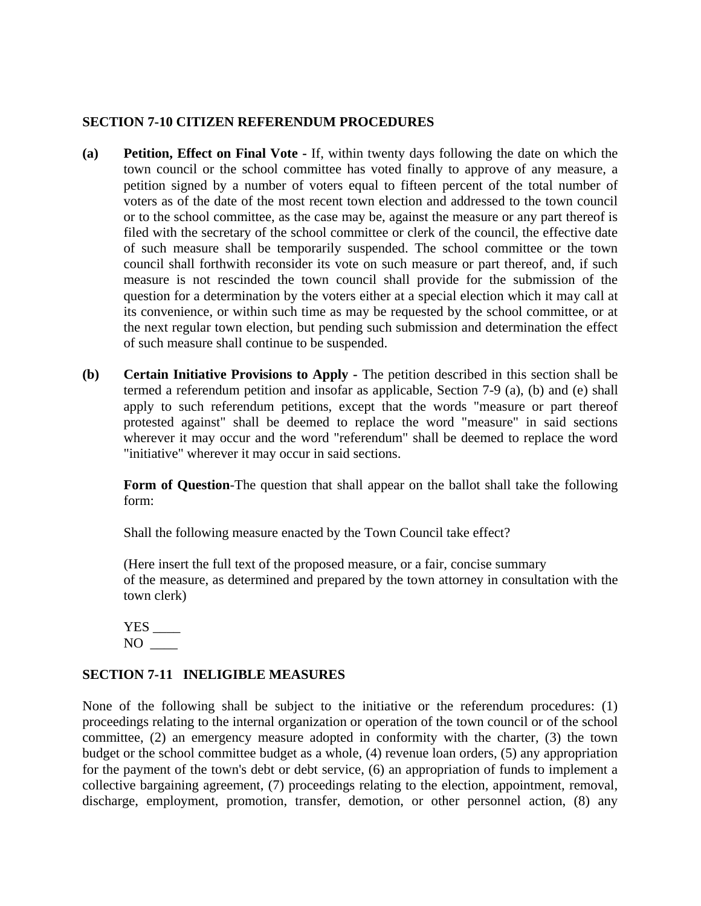### SECTION 7-10 CITIZEN REFERENDUM PROCEDURES

**(a) Petition, Effect on Final Vote -** If, within twenty days following the date on which the town council or the school committee has voted finally to approve of any measure, a petition signed by a number of voters equal to fifteen percent of the total number of voters as of the date of the most recent town election and addressed to the town council or to the school committee, as the case may be, against the measure or any part thereof is filed with the secretary of the school committee or clerk of the council, the effective date of such measure shall be temporarily suspended. The school committee or the town council shall forthwith reconsider its vote on such measure or part thereof, and, if such measure is not rescinded the town council shall provide for the submission of the question for a determination by the voters either at a special election which it may call at its convenience, or within such time as may be requested by the school committee, or at the next regular town election, but pending such submission and determination the effect of such measure shall continue to be suspended.

**(b) Certain Initiative Provisions to Apply -** The petition described in this section shall be termed a referendum petition and insofar as applicable, Section 7-9 (a), (b) and (e) shall apply to such referendum petitions, except that the words "measure or part thereof protested against" shall be deemed to replace the word "measure" in said sections wherever it may occur and the word "referendum" shall be deemed to replace the word "initiative" wherever it may occur in said sections.

**Form of Question**-The question that shall appear on the ballot shall take the following form:

Shall the following measure enacted by the Town Council take effect?

(Here insert the full text of the proposed measure, or a fair, concise summary of the measure, as determined and prepared by the town attorney in consultation with the town clerk)

YES ____
NO ____

### SECTION 7-11 INELIGIBLE MEASURES

None of the following shall be subject to the initiative or the referendum procedures: (1) proceedings relating to the internal organization or operation of the town council or of the school committee, (2) an emergency measure adopted in conformity with the charter, (3) the town budget or the school committee budget as a whole, (4) revenue loan orders, (5) any appropriation for the payment of the town's debt or debt service, (6) an appropriation of funds to implement a collective bargaining agreement, (7) proceedings relating to the election, appointment, removal, discharge, employment, promotion, transfer, demotion, or other personnel action, (8) any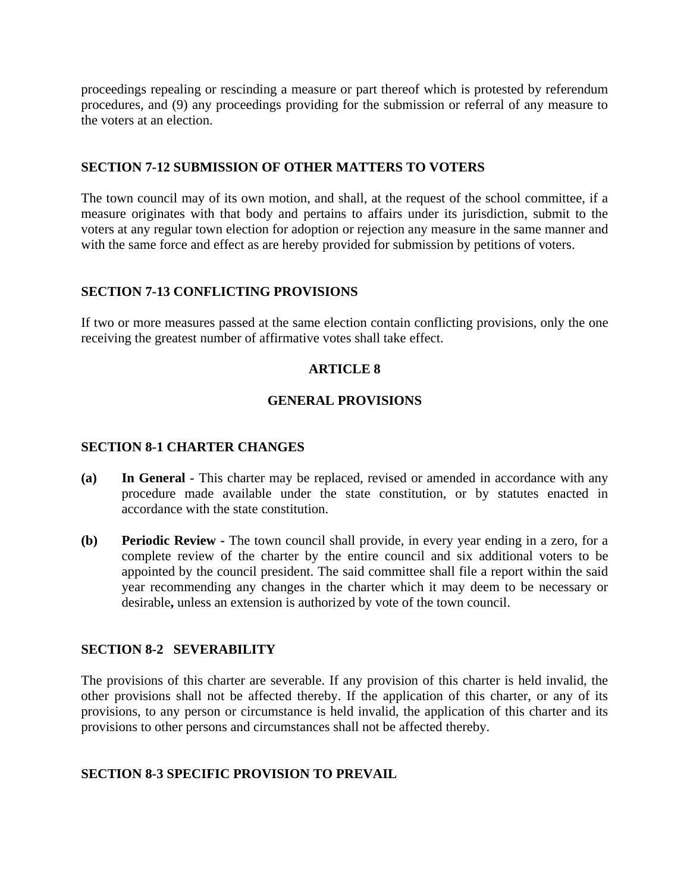proceedings repealing or rescinding a measure or part thereof which is protested by referendum procedures, and (9) any proceedings providing for the submission or referral of any measure to the voters at an election.

### SECTION 7-12 SUBMISSION OF OTHER MATTERS TO VOTERS

The town council may of its own motion, and shall, at the request of the school committee, if a measure originates with that body and pertains to affairs under its jurisdiction, submit to the voters at any regular town election for adoption or rejection any measure in the same manner and with the same force and effect as are hereby provided for submission by petitions of voters.

### SECTION 7-13 CONFLICTING PROVISIONS

If two or more measures passed at the same election contain conflicting provisions, only the one receiving the greatest number of affirmative votes shall take effect.

## ARTICLE 8

## GENERAL PROVISIONS

### SECTION 8-1 CHARTER CHANGES

**(a)** **In General -** This charter may be replaced, revised or amended in accordance with any procedure made available under the state constitution, or by statutes enacted in accordance with the state constitution.

**(b)** **Periodic Review -** The town council shall provide, in every year ending in a zero, for a complete review of the charter by the entire council and six additional voters to be appointed by the council president. The said committee shall file a report within the said year recommending any changes in the charter which it may deem to be necessary or desirable**,** unless an extension is authorized by vote of the town council.

### SECTION 8-2 SEVERABILITY

The provisions of this charter are severable. If any provision of this charter is held invalid, the other provisions shall not be affected thereby. If the application of this charter, or any of its provisions, to any person or circumstance is held invalid, the application of this charter and its provisions to other persons and circumstances shall not be affected thereby.

### SECTION 8-3 SPECIFIC PROVISION TO PREVAIL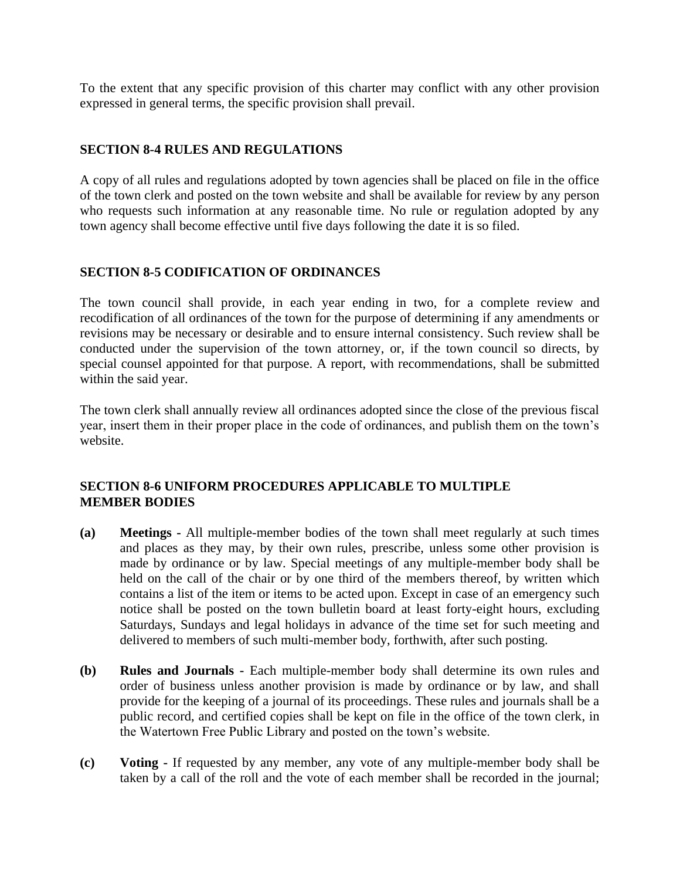To the extent that any specific provision of this charter may conflict with any other provision expressed in general terms, the specific provision shall prevail.

## SECTION 8-4 RULES AND REGULATIONS

A copy of all rules and regulations adopted by town agencies shall be placed on file in the office of the town clerk and posted on the town website and shall be available for review by any person who requests such information at any reasonable time. No rule or regulation adopted by any town agency shall become effective until five days following the date it is so filed.

## SECTION 8-5 CODIFICATION OF ORDINANCES

The town council shall provide, in each year ending in two, for a complete review and recodification of all ordinances of the town for the purpose of determining if any amendments or revisions may be necessary or desirable and to ensure internal consistency. Such review shall be conducted under the supervision of the town attorney, or, if the town council so directs, by special counsel appointed for that purpose. A report, with recommendations, shall be submitted within the said year.

The town clerk shall annually review all ordinances adopted since the close of the previous fiscal year, insert them in their proper place in the code of ordinances, and publish them on the town's website.

## SECTION 8-6 UNIFORM PROCEDURES APPLICABLE TO MULTIPLE MEMBER BODIES

**(a)** **Meetings -** All multiple-member bodies of the town shall meet regularly at such times and places as they may, by their own rules, prescribe, unless some other provision is made by ordinance or by law. Special meetings of any multiple-member body shall be held on the call of the chair or by one third of the members thereof, by written which contains a list of the item or items to be acted upon. Except in case of an emergency such notice shall be posted on the town bulletin board at least forty-eight hours, excluding Saturdays, Sundays and legal holidays in advance of the time set for such meeting and delivered to members of such multi-member body, forthwith, after such posting.

**(b)** **Rules and Journals -** Each multiple-member body shall determine its own rules and order of business unless another provision is made by ordinance or by law, and shall provide for the keeping of a journal of its proceedings. These rules and journals shall be a public record, and certified copies shall be kept on file in the office of the town clerk, in the Watertown Free Public Library and posted on the town's website.

**(c)** **Voting -** If requested by any member, any vote of any multiple-member body shall be taken by a call of the roll and the vote of each member shall be recorded in the journal;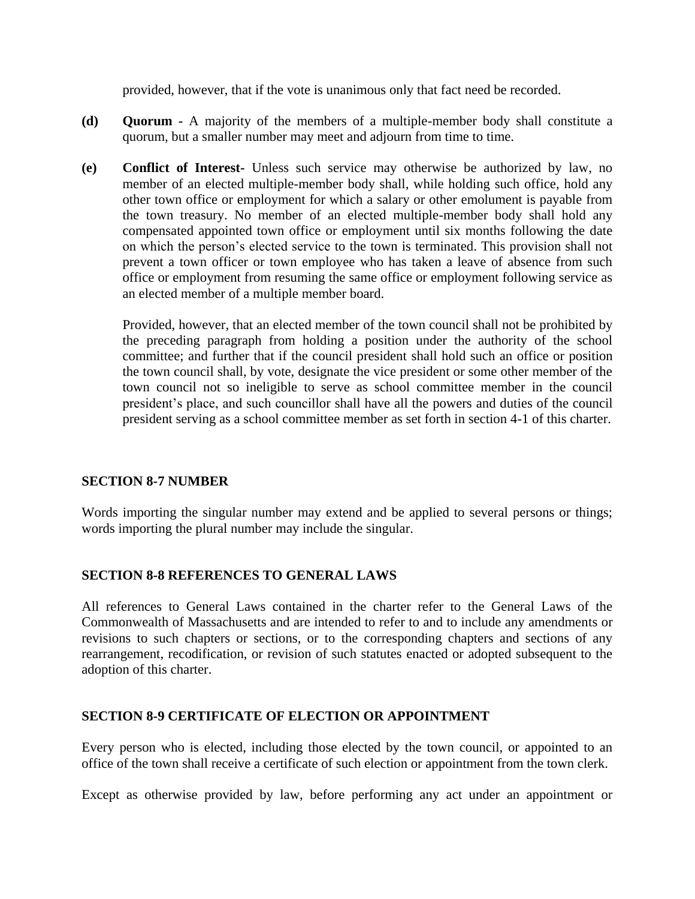provided, however, that if the vote is unanimous only that fact need be recorded.

**(d)** **Quorum -** A majority of the members of a multiple-member body shall constitute a quorum, but a smaller number may meet and adjourn from time to time.

**(e)** **Conflict of Interest-** Unless such service may otherwise be authorized by law, no member of an elected multiple-member body shall, while holding such office, hold any other town office or employment for which a salary or other emolument is payable from the town treasury. No member of an elected multiple-member body shall hold any compensated appointed town office or employment until six months following the date on which the person's elected service to the town is terminated. This provision shall not prevent a town officer or town employee who has taken a leave of absence from such office or employment from resuming the same office or employment following service as an elected member of a multiple member board.

Provided, however, that an elected member of the town council shall not be prohibited by the preceding paragraph from holding a position under the authority of the school committee; and further that if the council president shall hold such an office or position the town council shall, by vote, designate the vice president or some other member of the town council not so ineligible to serve as school committee member in the council president's place, and such councillor shall have all the powers and duties of the council president serving as a school committee member as set forth in section 4-1 of this charter.

## SECTION 8-7 NUMBER

Words importing the singular number may extend and be applied to several persons or things; words importing the plural number may include the singular.

## SECTION 8-8 REFERENCES TO GENERAL LAWS

All references to General Laws contained in the charter refer to the General Laws of the Commonwealth of Massachusetts and are intended to refer to and to include any amendments or revisions to such chapters or sections, or to the corresponding chapters and sections of any rearrangement, recodification, or revision of such statutes enacted or adopted subsequent to the adoption of this charter.

## SECTION 8-9 CERTIFICATE OF ELECTION OR APPOINTMENT

Every person who is elected, including those elected by the town council, or appointed to an office of the town shall receive a certificate of such election or appointment from the town clerk.

Except as otherwise provided by law, before performing any act under an appointment or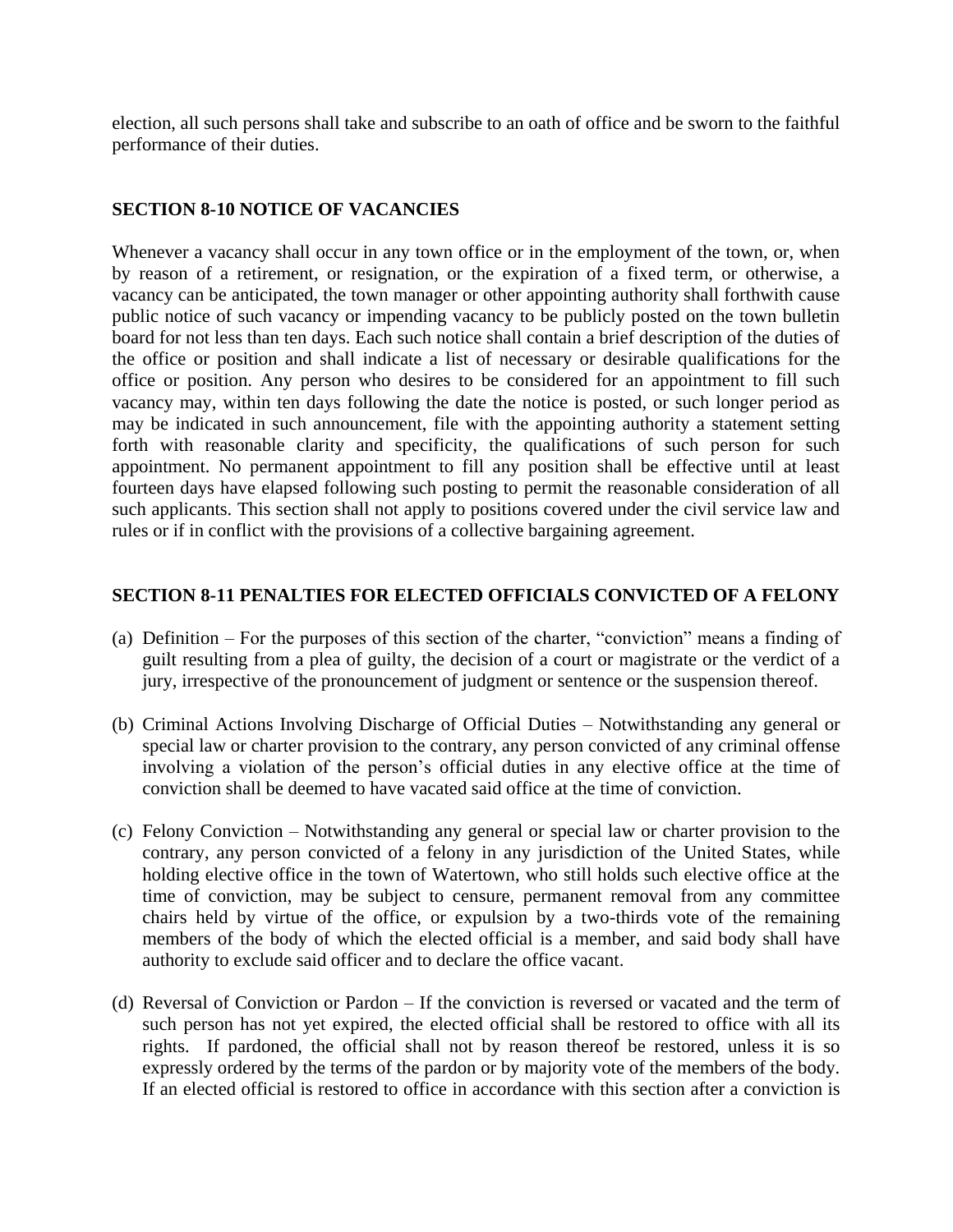election, all such persons shall take and subscribe to an oath of office and be sworn to the faithful performance of their duties.

### SECTION 8-10 NOTICE OF VACANCIES

Whenever a vacancy shall occur in any town office or in the employment of the town, or, when by reason of a retirement, or resignation, or the expiration of a fixed term, or otherwise, a vacancy can be anticipated, the town manager or other appointing authority shall forthwith cause public notice of such vacancy or impending vacancy to be publicly posted on the town bulletin board for not less than ten days. Each such notice shall contain a brief description of the duties of the office or position and shall indicate a list of necessary or desirable qualifications for the office or position. Any person who desires to be considered for an appointment to fill such vacancy may, within ten days following the date the notice is posted, or such longer period as may be indicated in such announcement, file with the appointing authority a statement setting forth with reasonable clarity and specificity, the qualifications of such person for such appointment. No permanent appointment to fill any position shall be effective until at least fourteen days have elapsed following such posting to permit the reasonable consideration of all such applicants. This section shall not apply to positions covered under the civil service law and rules or if in conflict with the provisions of a collective bargaining agreement.

### SECTION 8-11 PENALTIES FOR ELECTED OFFICIALS CONVICTED OF A FELONY

(a) Definition – For the purposes of this section of the charter, "conviction" means a finding of guilt resulting from a plea of guilty, the decision of a court or magistrate or the verdict of a jury, irrespective of the pronouncement of judgment or sentence or the suspension thereof.

(b) Criminal Actions Involving Discharge of Official Duties – Notwithstanding any general or special law or charter provision to the contrary, any person convicted of any criminal offense involving a violation of the person's official duties in any elective office at the time of conviction shall be deemed to have vacated said office at the time of conviction.

(c) Felony Conviction – Notwithstanding any general or special law or charter provision to the contrary, any person convicted of a felony in any jurisdiction of the United States, while holding elective office in the town of Watertown, who still holds such elective office at the time of conviction, may be subject to censure, permanent removal from any committee chairs held by virtue of the office, or expulsion by a two-thirds vote of the remaining members of the body of which the elected official is a member, and said body shall have authority to exclude said officer and to declare the office vacant.

(d) Reversal of Conviction or Pardon – If the conviction is reversed or vacated and the term of such person has not yet expired, the elected official shall be restored to office with all its rights. If pardoned, the official shall not by reason thereof be restored, unless it is so expressly ordered by the terms of the pardon or by majority vote of the members of the body. If an elected official is restored to office in accordance with this section after a conviction is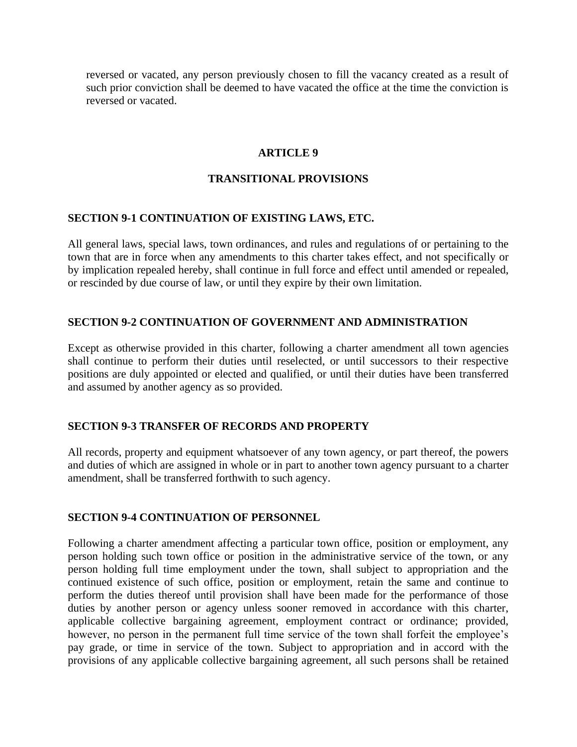reversed or vacated, any person previously chosen to fill the vacancy created as a result of such prior conviction shall be deemed to have vacated the office at the time the conviction is reversed or vacated.

## ARTICLE 9

## TRANSITIONAL PROVISIONS

### SECTION 9-1 CONTINUATION OF EXISTING LAWS, ETC.

All general laws, special laws, town ordinances, and rules and regulations of or pertaining to the town that are in force when any amendments to this charter takes effect, and not specifically or by implication repealed hereby, shall continue in full force and effect until amended or repealed, or rescinded by due course of law, or until they expire by their own limitation.

### SECTION 9-2 CONTINUATION OF GOVERNMENT AND ADMINISTRATION

Except as otherwise provided in this charter, following a charter amendment all town agencies shall continue to perform their duties until reselected, or until successors to their respective positions are duly appointed or elected and qualified, or until their duties have been transferred and assumed by another agency as so provided.

### SECTION 9-3 TRANSFER OF RECORDS AND PROPERTY

All records, property and equipment whatsoever of any town agency, or part thereof, the powers and duties of which are assigned in whole or in part to another town agency pursuant to a charter amendment, shall be transferred forthwith to such agency.

### SECTION 9-4 CONTINUATION OF PERSONNEL

Following a charter amendment affecting a particular town office, position or employment, any person holding such town office or position in the administrative service of the town, or any person holding full time employment under the town, shall subject to appropriation and the continued existence of such office, position or employment, retain the same and continue to perform the duties thereof until provision shall have been made for the performance of those duties by another person or agency unless sooner removed in accordance with this charter, applicable collective bargaining agreement, employment contract or ordinance; provided, however, no person in the permanent full time service of the town shall forfeit the employee's pay grade, or time in service of the town. Subject to appropriation and in accord with the provisions of any applicable collective bargaining agreement, all such persons shall be retained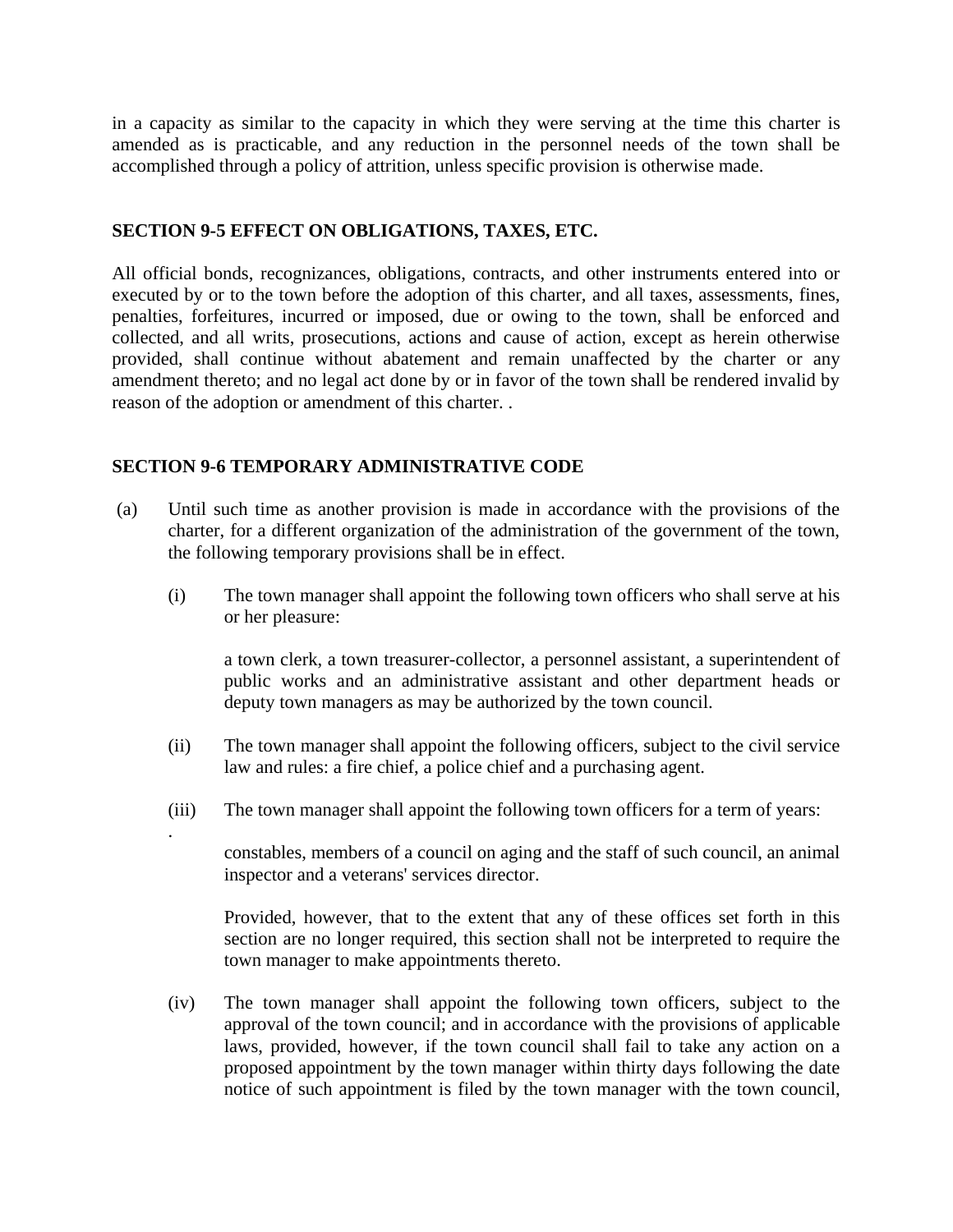in a capacity as similar to the capacity in which they were serving at the time this charter is amended as is practicable, and any reduction in the personnel needs of the town shall be accomplished through a policy of attrition, unless specific provision is otherwise made.

**SECTION 9-5 EFFECT ON OBLIGATIONS, TAXES, ETC.**

All official bonds, recognizances, obligations, contracts, and other instruments entered into or executed by or to the town before the adoption of this charter, and all taxes, assessments, fines, penalties, forfeitures, incurred or imposed, due or owing to the town, shall be enforced and collected, and all writs, prosecutions, actions and cause of action, except as herein otherwise provided, shall continue without abatement and remain unaffected by the charter or any amendment thereto; and no legal act done by or in favor of the town shall be rendered invalid by reason of the adoption or amendment of this charter. .

**SECTION 9-6 TEMPORARY ADMINISTRATIVE CODE**

(a) Until such time as another provision is made in accordance with the provisions of the charter, for a different organization of the administration of the government of the town, the following temporary provisions shall be in effect.

(i) The town manager shall appoint the following town officers who shall serve at his or her pleasure:

a town clerk, a town treasurer-collector, a personnel assistant, a superintendent of public works and an administrative assistant and other department heads or deputy town managers as may be authorized by the town council.

(ii) The town manager shall appoint the following officers, subject to the civil service law and rules: a fire chief, a police chief and a purchasing agent.

(iii) The town manager shall appoint the following town officers for a term of years:

.

constables, members of a council on aging and the staff of such council, an animal inspector and a veterans' services director.

Provided, however, that to the extent that any of these offices set forth in this section are no longer required, this section shall not be interpreted to require the town manager to make appointments thereto.

(iv) The town manager shall appoint the following town officers, subject to the approval of the town council; and in accordance with the provisions of applicable laws, provided, however, if the town council shall fail to take any action on a proposed appointment by the town manager within thirty days following the date notice of such appointment is filed by the town manager with the town council,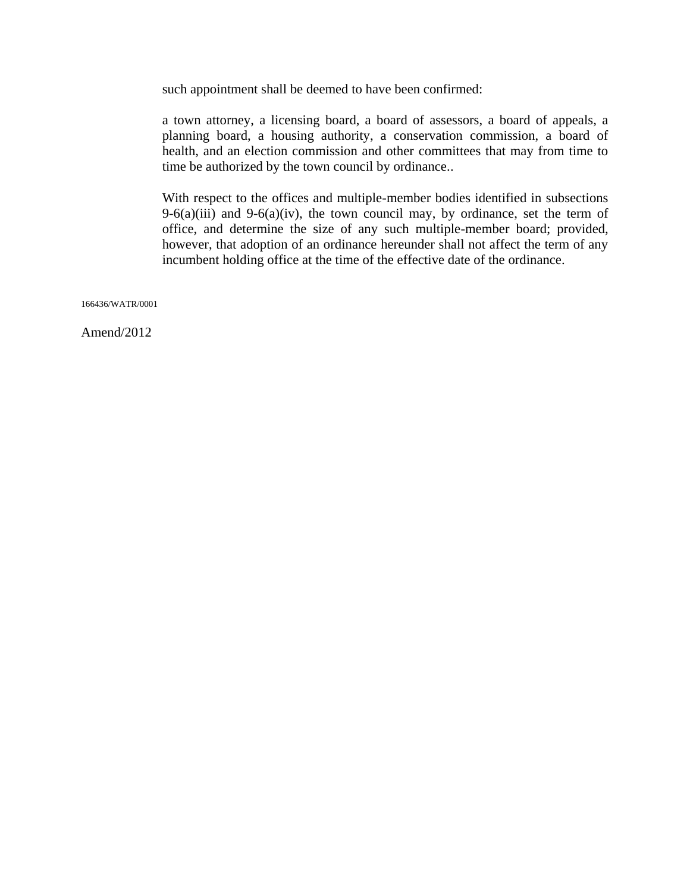such appointment shall be deemed to have been confirmed:

a town attorney, a licensing board, a board of assessors, a board of appeals, a planning board, a housing authority, a conservation commission, a board of health, and an election commission and other committees that may from time to time be authorized by the town council by ordinance..

With respect to the offices and multiple-member bodies identified in subsections 9-6(a)(iii) and 9-6(a)(iv), the town council may, by ordinance, set the term of office, and determine the size of any such multiple-member board; provided, however, that adoption of an ordinance hereunder shall not affect the term of any incumbent holding office at the time of the effective date of the ordinance.

166436/WATR/0001

Amend/2012